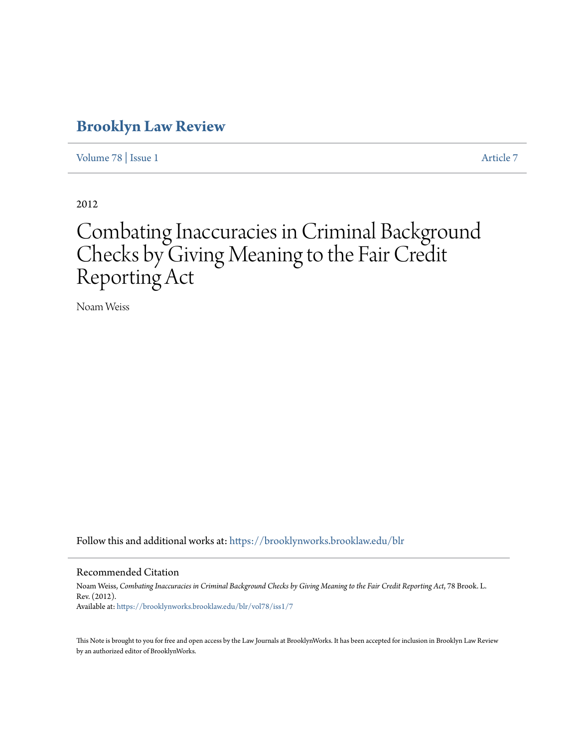# Brooklyn Law Review

Volume 78 | Issue 1 Article 7

2012

# Combating Inaccuracies in Criminal Background Checks by Giving Meaning to the Fair Credit Reporting Act

Noam Weiss

Follow this and additional works at: https://brooklynworks.brooklaw.edu/blr

## Recommended Citation

Noam Weiss, *Combating Inaccuracies in Criminal Background Checks by Giving Meaning to the Fair Credit Reporting Act*, 78 Brook. L. Rev. (2012).
Available at: https://brooklynworks.brooklaw.edu/blr/vol78/iss1/7

This Note is brought to you for free and open access by the Law Journals at BrooklynWorks. It has been accepted for inclusion in Brooklyn Law Review by an authorized editor of BrooklynWorks.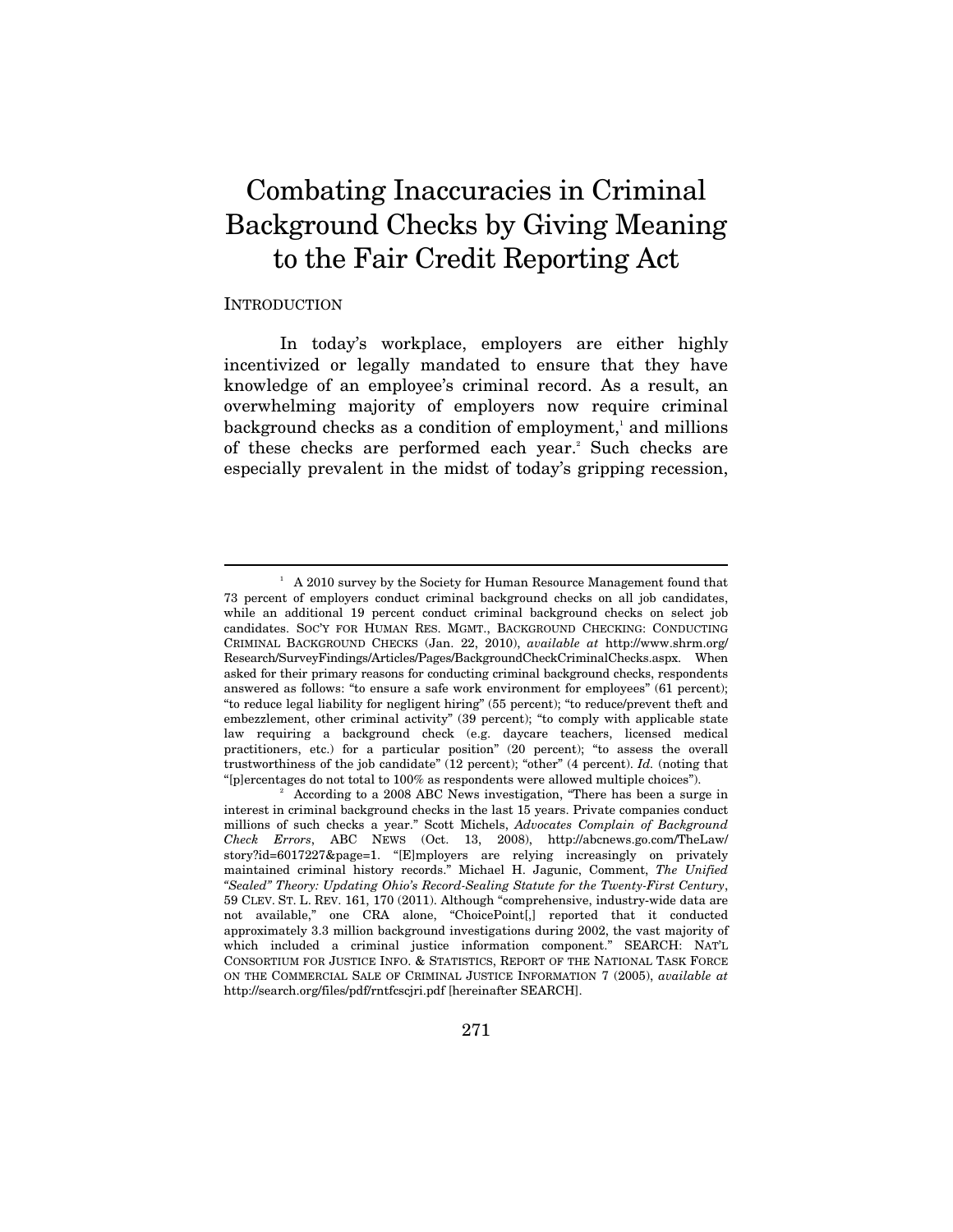# Combating Inaccuracies in Criminal Background Checks by Giving Meaning to the Fair Credit Reporting Act

## INTRODUCTION

In today's workplace, employers are either highly incentivized or legally mandated to ensure that they have knowledge of an employee's criminal record. As a result, an overwhelming majority of employers now require criminal background checks as a condition of employment,[1] and millions of these checks are performed each year.[2] Such checks are especially prevalent in the midst of today's gripping recession,

---

[1] A 2010 survey by the Society for Human Resource Management found that 73 percent of employers conduct criminal background checks on all job candidates, while an additional 19 percent conduct criminal background checks on select job candidates. SOC'Y FOR HUMAN RES. MGMT., BACKGROUND CHECKING: CONDUCTING CRIMINAL BACKGROUND CHECKS (Jan. 22, 2010), *available at* http://www.shrm.org/Research/SurveyFindings/Articles/Pages/BackgroundCheckCriminalChecks.aspx. When asked for their primary reasons for conducting criminal background checks, respondents answered as follows: "to ensure a safe work environment for employees" (61 percent); "to reduce legal liability for negligent hiring" (55 percent); "to reduce/prevent theft and embezzlement, other criminal activity" (39 percent); "to comply with applicable state law requiring a background check (e.g. daycare teachers, licensed medical practitioners, etc.) for a particular position" (20 percent); "to assess the overall trustworthiness of the job candidate" (12 percent); "other" (4 percent). *Id.* (noting that "[p]ercentages do not total to 100% as respondents were allowed multiple choices").

[2] According to a 2008 ABC News investigation, "There has been a surge in interest in criminal background checks in the last 15 years. Private companies conduct millions of such checks a year." Scott Michels, *Advocates Complain of Background Check Errors*, ABC NEWS (Oct. 13, 2008), http://abcnews.go.com/TheLaw/story?id=6017227&page=1. "[E]mployers are relying increasingly on privately maintained criminal history records." Michael H. Jagunic, Comment, *The Unified "Sealed" Theory: Updating Ohio's Record-Sealing Statute for the Twenty-First Century*, 59 CLEV. ST. L. REV. 161, 170 (2011). Although "comprehensive, industry-wide data are not available," one CRA alone, "ChoicePoint[,] reported that it conducted approximately 3.3 million background investigations during 2002, the vast majority of which included a criminal justice information component." SEARCH: NAT'L CONSORTIUM FOR JUSTICE INFO. & STATISTICS, REPORT OF THE NATIONAL TASK FORCE ON THE COMMERCIAL SALE OF CRIMINAL JUSTICE INFORMATION 7 (2005), *available at* http://search.org/files/pdf/rntfcscjri.pdf [hereinafter SEARCH].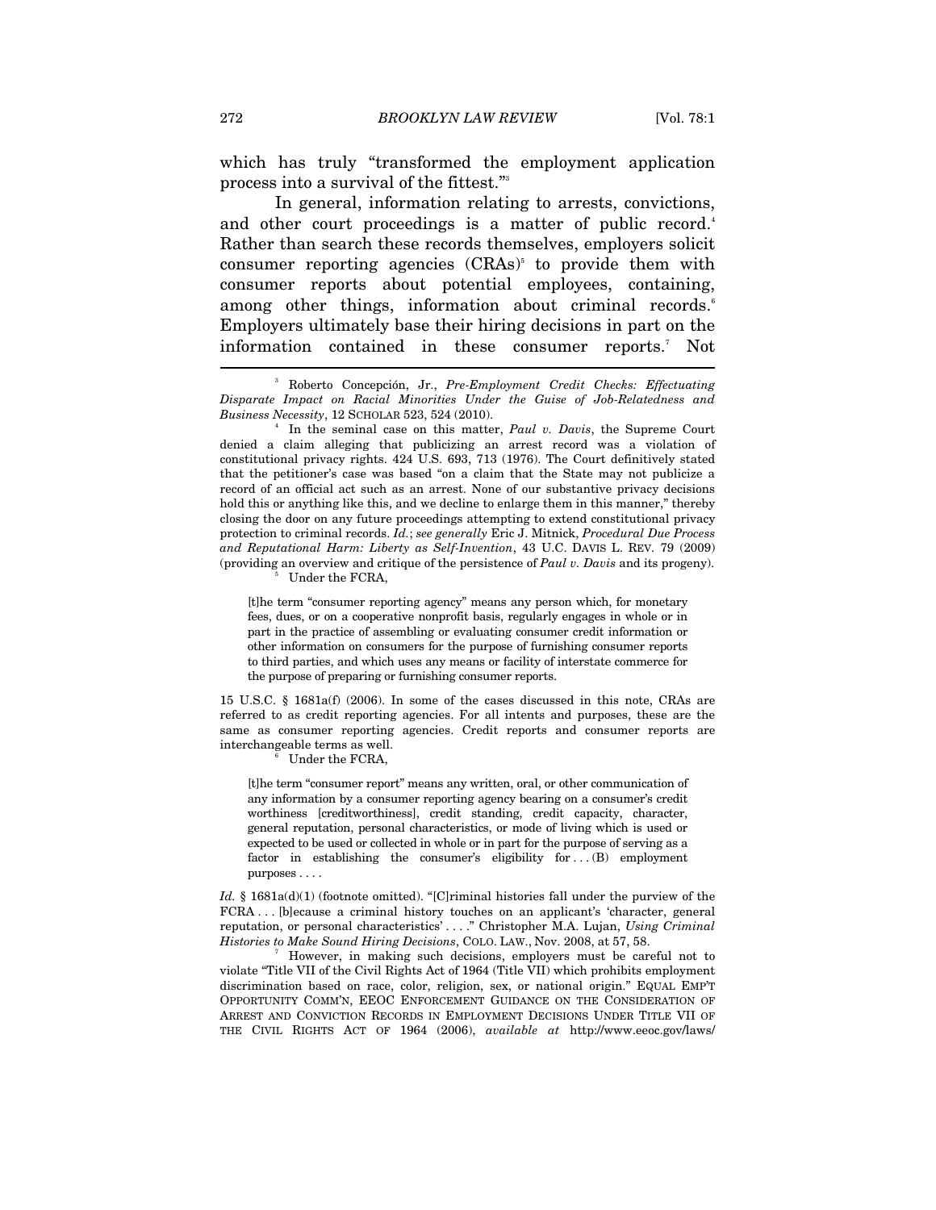which has truly "transformed the employment application process into a survival of the fittest."[3]

In general, information relating to arrests, convictions, and other court proceedings is a matter of public record.[4] Rather than search these records themselves, employers solicit consumer reporting agencies (CRAs)[5] to provide them with consumer reports about potential employees, containing, among other things, information about criminal records.[6] Employers ultimately base their hiring decisions in part on the information contained in these consumer reports.[7] Not

---

[3] Roberto Concepción, Jr., *Pre-Employment Credit Checks: Effectuating Disparate Impact on Racial Minorities Under the Guise of Job-Relatedness and Business Necessity*, 12 SCHOLAR 523, 524 (2010).

[4] In the seminal case on this matter, *Paul v. Davis*, the Supreme Court denied a claim alleging that publicizing an arrest record was a violation of constitutional privacy rights. 424 U.S. 693, 713 (1976). The Court definitively stated that the petitioner's case was based "on a claim that the State may not publicize a record of an official act such as an arrest. None of our substantive privacy decisions hold this or anything like this, and we decline to enlarge them in this manner," thereby closing the door on any future proceedings attempting to extend constitutional privacy protection to criminal records. *Id.*; *see generally* Eric J. Mitnick, *Procedural Due Process and Reputational Harm: Liberty as Self-Invention*, 43 U.C. DAVIS L. REV. 79 (2009) (providing an overview and critique of the persistence of *Paul v. Davis* and its progeny).

[5] Under the FCRA,

> [t]he term "consumer reporting agency" means any person which, for monetary fees, dues, or on a cooperative nonprofit basis, regularly engages in whole or in part in the practice of assembling or evaluating consumer credit information or other information on consumers for the purpose of furnishing consumer reports to third parties, and which uses any means or facility of interstate commerce for the purpose of preparing or furnishing consumer reports.

15 U.S.C. § 1681a(f) (2006). In some of the cases discussed in this note, CRAs are referred to as credit reporting agencies. For all intents and purposes, these are the same as consumer reporting agencies. Credit reports and consumer reports are interchangeable terms as well.

[6] Under the FCRA,

> [t]he term "consumer report" means any written, oral, or other communication of any information by a consumer reporting agency bearing on a consumer's credit worthiness [creditworthiness], credit standing, credit capacity, character, general reputation, personal characteristics, or mode of living which is used or expected to be used or collected in whole or in part for the purpose of serving as a factor in establishing the consumer's eligibility for . . . (B) employment purposes . . . .

*Id.* § 1681a(d)(1) (footnote omitted). "[C]riminal histories fall under the purview of the FCRA . . . [b]ecause a criminal history touches on an applicant's 'character, general reputation, or personal characteristics' . . . ." Christopher M.A. Lujan, *Using Criminal Histories to Make Sound Hiring Decisions*, COLO. LAW., Nov. 2008, at 57, 58.

[7] However, in making such decisions, employers must be careful not to violate "Title VII of the Civil Rights Act of 1964 (Title VII) which prohibits employment discrimination based on race, color, religion, sex, or national origin." EQUAL EMP'T OPPORTUNITY COMM'N, EEOC ENFORCEMENT GUIDANCE ON THE CONSIDERATION OF ARREST AND CONVICTION RECORDS IN EMPLOYMENT DECISIONS UNDER TITLE VII OF THE CIVIL RIGHTS ACT OF 1964 (2006), *available at* http://www.eeoc.gov/laws/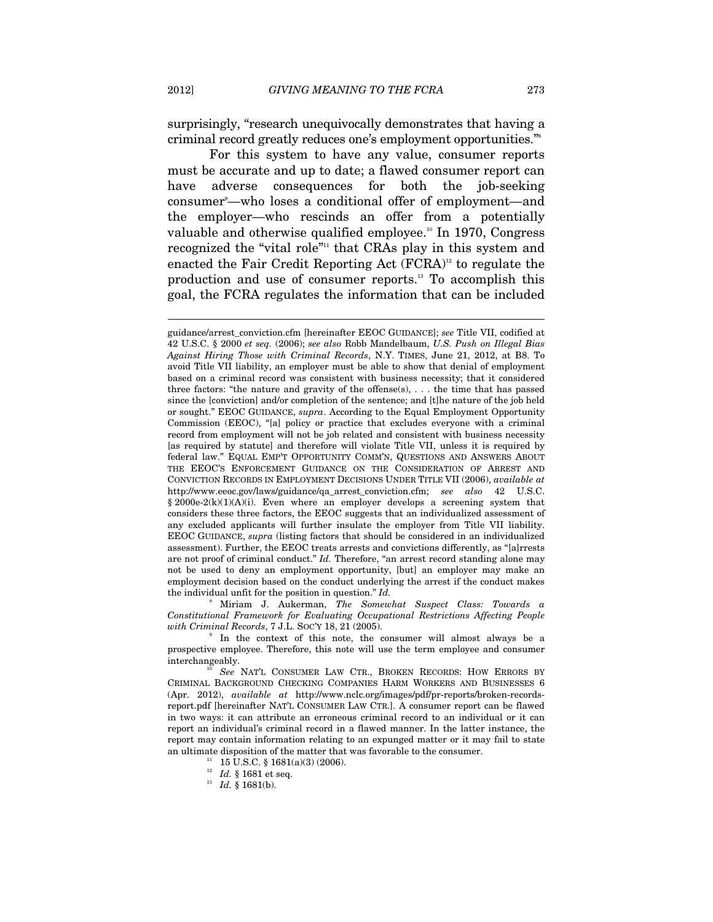surprisingly, "research unequivocally demonstrates that having a criminal record greatly reduces one's employment opportunities."[8]

For this system to have any value, consumer reports must be accurate and up to date; a flawed consumer report can have adverse consequences for both the job-seeking consumer[9]—who loses a conditional offer of employment—and the employer—who rescinds an offer from a potentially valuable and otherwise qualified employee.[10] In 1970, Congress recognized the "vital role"[11] that CRAs play in this system and enacted the Fair Credit Reporting Act (FCRA)[12] to regulate the production and use of consumer reports.[13] To accomplish this goal, the FCRA regulates the information that can be included

---

guidance/arrest_conviction.cfm [hereinafter EEOC GUIDANCE]; *see* Title VII, codified at 42 U.S.C. § 2000 *et seq.* (2006); *see also* Robb Mandelbaum, *U.S. Push on Illegal Bias Against Hiring Those with Criminal Records*, N.Y. TIMES, June 21, 2012, at B8. To avoid Title VII liability, an employer must be able to show that denial of employment based on a criminal record was consistent with business necessity; that it considered three factors: "the nature and gravity of the offense(s), . . . the time that has passed since the [conviction] and/or completion of the sentence; and [t]he nature of the job held or sought." EEOC GUIDANCE, *supra*. According to the Equal Employment Opportunity Commission (EEOC), "[a] policy or practice that excludes everyone with a criminal record from employment will not be job related and consistent with business necessity [as required by statute] and therefore will violate Title VII, unless it is required by federal law." EQUAL EMP'T OPPORTUNITY COMM'N, QUESTIONS AND ANSWERS ABOUT THE EEOC'S ENFORCEMENT GUIDANCE ON THE CONSIDERATION OF ARREST AND CONVICTION RECORDS IN EMPLOYMENT DECISIONS UNDER TITLE VII (2006), *available at* http://www.eeoc.gov/laws/guidance/qa_arrest_conviction.cfm; *see also* 42 U.S.C. § 2000e-2(k)(1)(A)(i). Even where an employer develops a screening system that considers these three factors, the EEOC suggests that an individualized assessment of any excluded applicants will further insulate the employer from Title VII liability. EEOC GUIDANCE, *supra* (listing factors that should be considered in an individualized assessment). Further, the EEOC treats arrests and convictions differently, as "[a]rrests are not proof of criminal conduct." *Id.* Therefore, "an arrest record standing alone may not be used to deny an employment opportunity, [but] an employer may make an employment decision based on the conduct underlying the arrest if the conduct makes the individual unfit for the position in question." *Id.*

[8] Miriam J. Aukerman, *The Somewhat Suspect Class: Towards a Constitutional Framework for Evaluating Occupational Restrictions Affecting People with Criminal Records*, 7 J.L. SOC'Y 18, 21 (2005).

[9] In the context of this note, the consumer will almost always be a prospective employee. Therefore, this note will use the term employee and consumer interchangeably.

[10] *See* NAT'L CONSUMER LAW CTR., BROKEN RECORDS: HOW ERRORS BY CRIMINAL BACKGROUND CHECKING COMPANIES HARM WORKERS AND BUSINESSES 6 (Apr. 2012), *available at* http://www.nclc.org/images/pdf/pr-reports/broken-records-report.pdf [hereinafter NAT'L CONSUMER LAW CTR.]. A consumer report can be flawed in two ways: it can attribute an erroneous criminal record to an individual or it can report an individual's criminal record in a flawed manner. In the latter instance, the report may contain information relating to an expunged matter or it may fail to state an ultimate disposition of the matter that was favorable to the consumer.

[11] 15 U.S.C. § 1681(a)(3) (2006).

[12] *Id.* § 1681 et seq.

[13] *Id.* § 1681(b).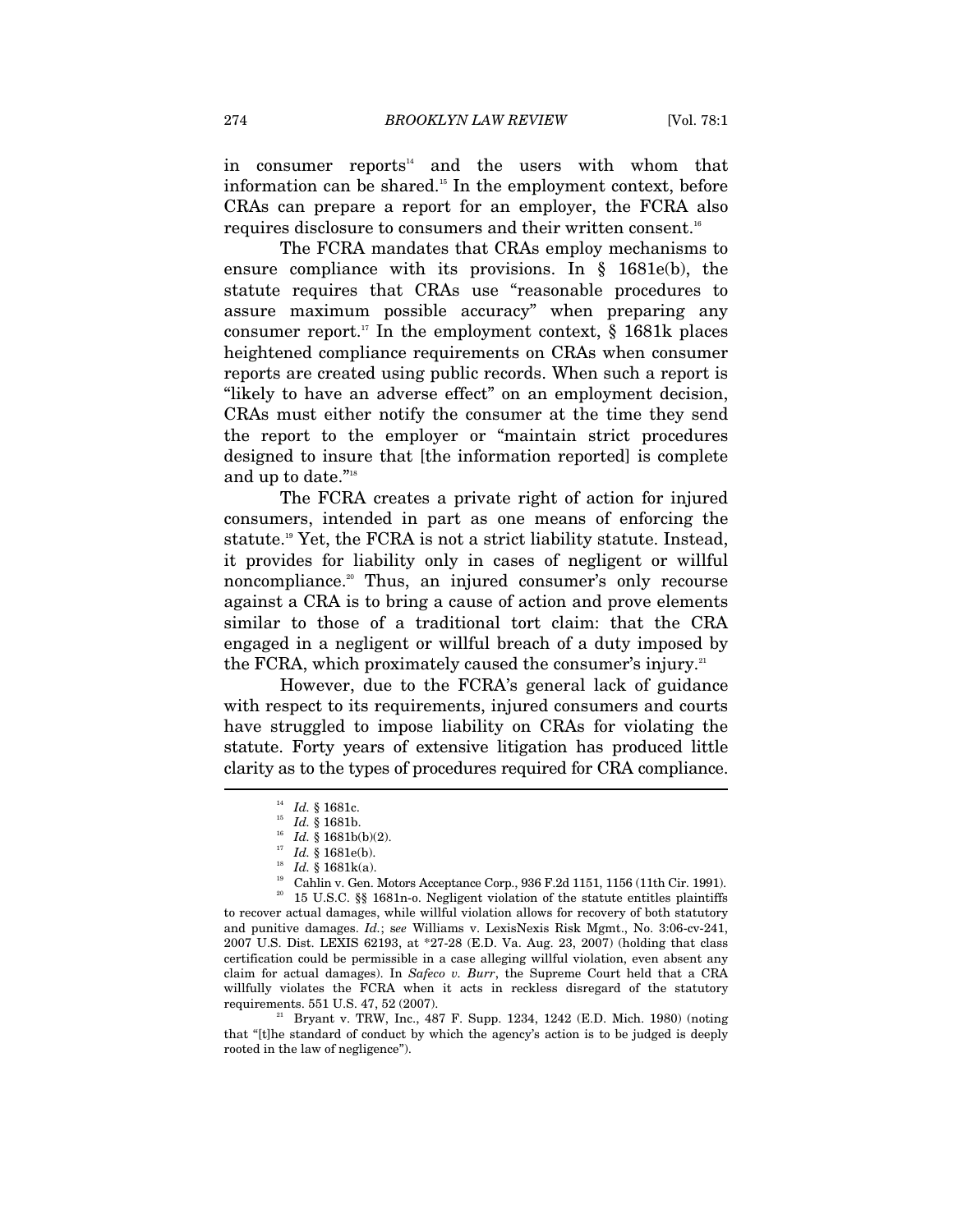in consumer reports[14] and the users with whom that information can be shared.[15] In the employment context, before CRAs can prepare a report for an employer, the FCRA also requires disclosure to consumers and their written consent.[16]

The FCRA mandates that CRAs employ mechanisms to ensure compliance with its provisions. In § 1681e(b), the statute requires that CRAs use "reasonable procedures to assure maximum possible accuracy" when preparing any consumer report.[17] In the employment context, § 1681k places heightened compliance requirements on CRAs when consumer reports are created using public records. When such a report is "likely to have an adverse effect" on an employment decision, CRAs must either notify the consumer at the time they send the report to the employer or "maintain strict procedures designed to insure that [the information reported] is complete and up to date."[18]

The FCRA creates a private right of action for injured consumers, intended in part as one means of enforcing the statute.[19] Yet, the FCRA is not a strict liability statute. Instead, it provides for liability only in cases of negligent or willful noncompliance.[20] Thus, an injured consumer's only recourse against a CRA is to bring a cause of action and prove elements similar to those of a traditional tort claim: that the CRA engaged in a negligent or willful breach of a duty imposed by the FCRA, which proximately caused the consumer's injury.[21]

However, due to the FCRA's general lack of guidance with respect to its requirements, injured consumers and courts have struggled to impose liability on CRAs for violating the statute. Forty years of extensive litigation has produced little clarity as to the types of procedures required for CRA compliance.

---

[14] *Id.* § 1681c.

[15] *Id.* § 1681b.

[16] *Id.* § 1681b(b)(2).

[17] *Id.* § 1681e(b).

[18] *Id.* § 1681k(a).

[19] Cahlin v. Gen. Motors Acceptance Corp., 936 F.2d 1151, 1156 (11th Cir. 1991).

[20] 15 U.S.C. §§ 1681n-o. Negligent violation of the statute entitles plaintiffs to recover actual damages, while willful violation allows for recovery of both statutory and punitive damages. *Id.*; *see* Williams v. LexisNexis Risk Mgmt., No. 3:06-cv-241, 2007 U.S. Dist. LEXIS 62193, at *27-28 (E.D. Va. Aug. 23, 2007) (holding that class certification could be permissible in a case alleging willful violation, even absent any claim for actual damages). In *Safeco v. Burr*, the Supreme Court held that a CRA willfully violates the FCRA when it acts in reckless disregard of the statutory requirements. 551 U.S. 47, 52 (2007).

[21] Bryant v. TRW, Inc., 487 F. Supp. 1234, 1242 (E.D. Mich. 1980) (noting that "[t]he standard of conduct by which the agency's action is to be judged is deeply rooted in the law of negligence").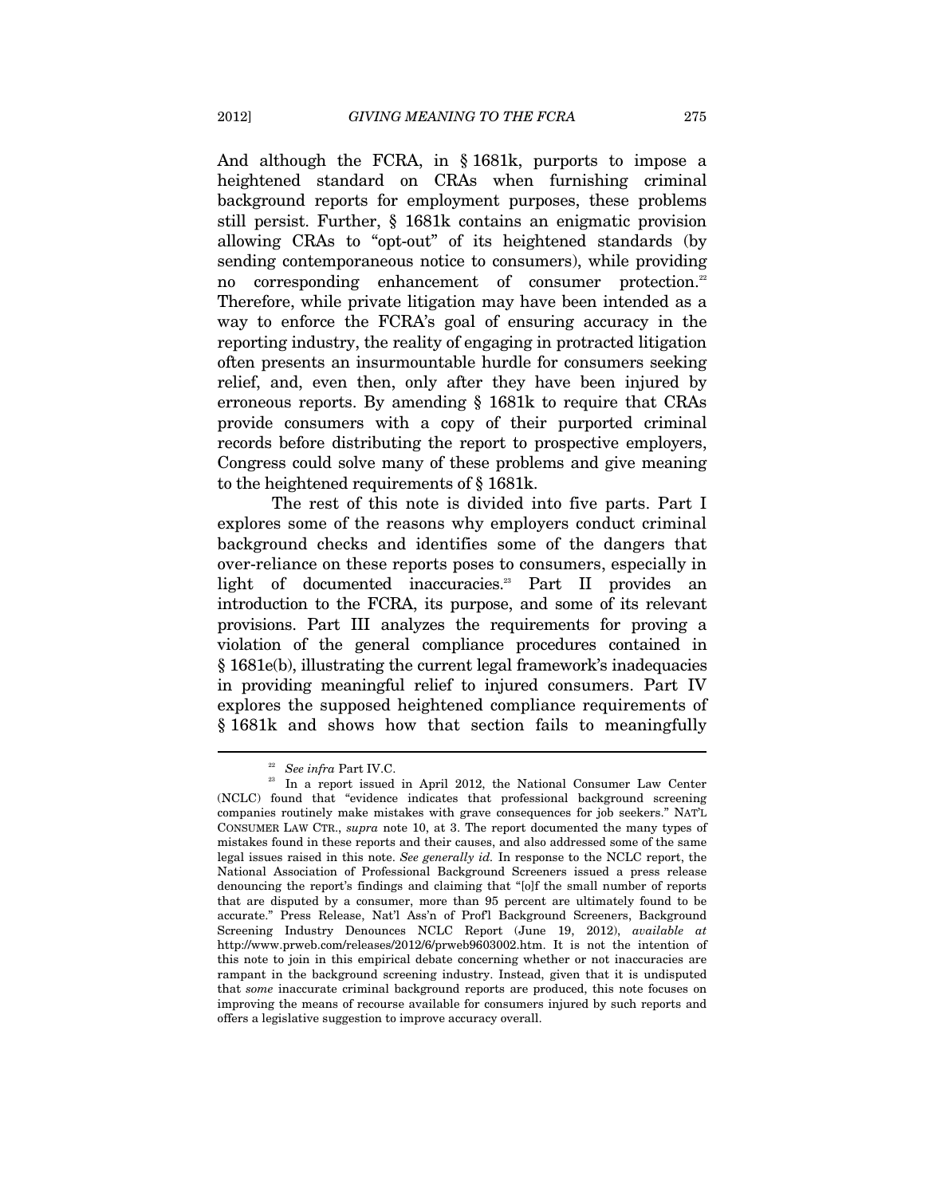And although the FCRA, in § 1681k, purports to impose a heightened standard on CRAs when furnishing criminal background reports for employment purposes, these problems still persist. Further, § 1681k contains an enigmatic provision allowing CRAs to "opt-out" of its heightened standards (by sending contemporaneous notice to consumers), while providing no corresponding enhancement of consumer protection.[22] Therefore, while private litigation may have been intended as a way to enforce the FCRA's goal of ensuring accuracy in the reporting industry, the reality of engaging in protracted litigation often presents an insurmountable hurdle for consumers seeking relief, and, even then, only after they have been injured by erroneous reports. By amending § 1681k to require that CRAs provide consumers with a copy of their purported criminal records before distributing the report to prospective employers, Congress could solve many of these problems and give meaning to the heightened requirements of § 1681k.

The rest of this note is divided into five parts. Part I explores some of the reasons why employers conduct criminal background checks and identifies some of the dangers that over-reliance on these reports poses to consumers, especially in light of documented inaccuracies.[23] Part II provides an introduction to the FCRA, its purpose, and some of its relevant provisions. Part III analyzes the requirements for proving a violation of the general compliance procedures contained in § 1681e(b), illustrating the current legal framework's inadequacies in providing meaningful relief to injured consumers. Part IV explores the supposed heightened compliance requirements of § 1681k and shows how that section fails to meaningfully

---

[22] *See infra* Part IV.C.

[23] In a report issued in April 2012, the National Consumer Law Center (NCLC) found that "evidence indicates that professional background screening companies routinely make mistakes with grave consequences for job seekers." NAT'L CONSUMER LAW CTR., *supra* note 10, at 3. The report documented the many types of mistakes found in these reports and their causes, and also addressed some of the same legal issues raised in this note. *See generally id.* In response to the NCLC report, the National Association of Professional Background Screeners issued a press release denouncing the report's findings and claiming that "[o]f the small number of reports that are disputed by a consumer, more than 95 percent are ultimately found to be accurate." Press Release, Nat'l Ass'n of Prof'l Background Screeners, Background Screening Industry Denounces NCLC Report (June 19, 2012), *available at* http://www.prweb.com/releases/2012/6/prweb9603002.htm. It is not the intention of this note to join in this empirical debate concerning whether or not inaccuracies are rampant in the background screening industry. Instead, given that it is undisputed that *some* inaccurate criminal background reports are produced, this note focuses on improving the means of recourse available for consumers injured by such reports and offers a legislative suggestion to improve accuracy overall.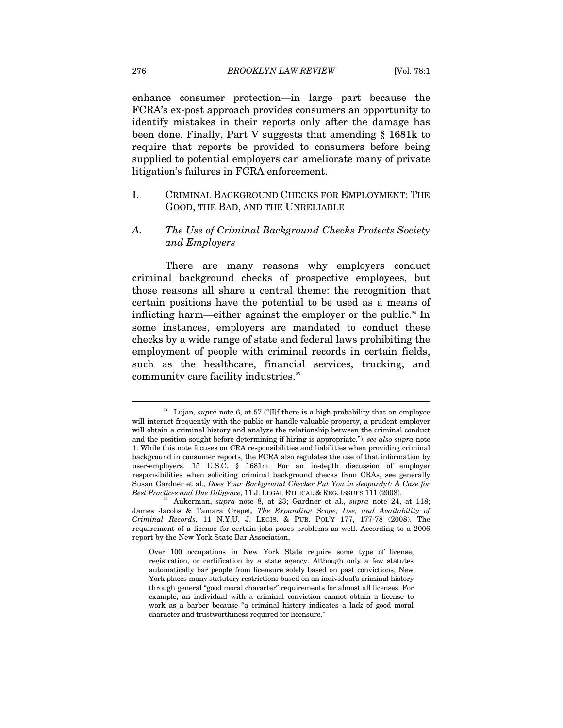enhance consumer protection—in large part because the FCRA's ex-post approach provides consumers an opportunity to identify mistakes in their reports only after the damage has been done. Finally, Part V suggests that amending § 1681k to require that reports be provided to consumers before being supplied to potential employers can ameliorate many of private litigation's failures in FCRA enforcement.

## I. CRIMINAL BACKGROUND CHECKS FOR EMPLOYMENT: THE GOOD, THE BAD, AND THE UNRELIABLE

### A. *The Use of Criminal Background Checks Protects Society and Employers*

There are many reasons why employers conduct criminal background checks of prospective employees, but those reasons all share a central theme: the recognition that certain positions have the potential to be used as a means of inflicting harm—either against the employer or the public.[24] In some instances, employers are mandated to conduct these checks by a wide range of state and federal laws prohibiting the employment of people with criminal records in certain fields, such as the healthcare, financial services, trucking, and community care facility industries.[25]

---

[24] Lujan, *supra* note 6, at 57 ("[I]f there is a high probability that an employee will interact frequently with the public or handle valuable property, a prudent employer will obtain a criminal history and analyze the relationship between the criminal conduct and the position sought before determining if hiring is appropriate."); *see also supra* note 1. While this note focuses on CRA responsibilities and liabilities when providing criminal background in consumer reports, the FCRA also regulates the use of that information by user-employers. 15 U.S.C. § 1681m. For an in-depth discussion of employer responsibilities when soliciting criminal background checks from CRAs, see generally Susan Gardner et al., *Does Your Background Checker Put You in Jeopardy?: A Case for Best Practices and Due Diligence*, 11 J. LEGAL ETHICAL & REG. ISSUES 111 (2008).

[25] Aukerman, *supra* note 8, at 23; Gardner et al., *supra* note 24, at 118; James Jacobs & Tamara Crepet, *The Expanding Scope, Use, and Availability of Criminal Records*, 11 N.Y.U. J. LEGIS. & PUB. POL'Y 177, 177-78 (2008). The requirement of a license for certain jobs poses problems as well. According to a 2006 report by the New York State Bar Association,

> Over 100 occupations in New York State require some type of license, registration, or certification by a state agency. Although only a few statutes automatically bar people from licensure solely based on past convictions, New York places many statutory restrictions based on an individual's criminal history through general "good moral character" requirements for almost all licenses. For example, an individual with a criminal conviction cannot obtain a license to work as a barber because "a criminal history indicates a lack of good moral character and trustworthiness required for licensure."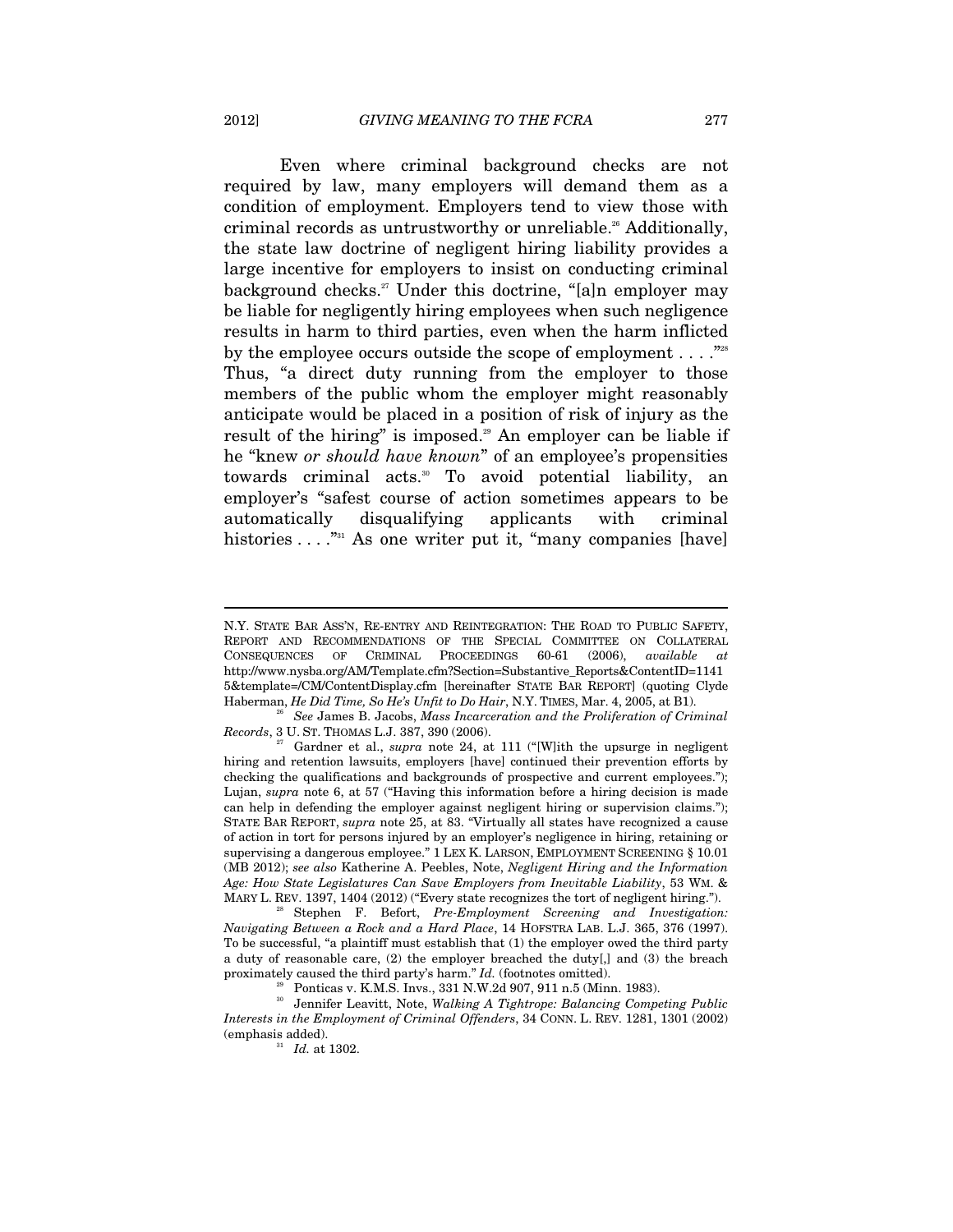Even where criminal background checks are not required by law, many employers will demand them as a condition of employment. Employers tend to view those with criminal records as untrustworthy or unreliable.[26] Additionally, the state law doctrine of negligent hiring liability provides a large incentive for employers to insist on conducting criminal background checks.[27] Under this doctrine, "[a]n employer may be liable for negligently hiring employees when such negligence results in harm to third parties, even when the harm inflicted by the employee occurs outside the scope of employment . . . ."[28] Thus, "a direct duty running from the employer to those members of the public whom the employer might reasonably anticipate would be placed in a position of risk of injury as the result of the hiring" is imposed.[29] An employer can be liable if he "knew *or should have known*" of an employee's propensities towards criminal acts.[30] To avoid potential liability, an employer's "safest course of action sometimes appears to be automatically disqualifying applicants with criminal histories . . . ."[31] As one writer put it, "many companies [have]

---

N.Y. STATE BAR ASS'N, RE-ENTRY AND REINTEGRATION: THE ROAD TO PUBLIC SAFETY, REPORT AND RECOMMENDATIONS OF THE SPECIAL COMMITTEE ON COLLATERAL CONSEQUENCES OF CRIMINAL PROCEEDINGS 60-61 (2006), *available at* http://www.nysba.org/AM/Template.cfm?Section=Substantive_Reports&ContentID=11415&template=/CM/ContentDisplay.cfm [hereinafter STATE BAR REPORT] (quoting Clyde Haberman, *He Did Time, So He's Unfit to Do Hair*, N.Y. TIMES, Mar. 4, 2005, at B1).

[26] *See* James B. Jacobs, *Mass Incarceration and the Proliferation of Criminal Records*, 3 U. ST. THOMAS L.J. 387, 390 (2006).

[27] Gardner et al., *supra* note 24, at 111 ("[W]ith the upsurge in negligent hiring and retention lawsuits, employers [have] continued their prevention efforts by checking the qualifications and backgrounds of prospective and current employees."); Lujan, *supra* note 6, at 57 ("Having this information before a hiring decision is made can help in defending the employer against negligent hiring or supervision claims."); STATE BAR REPORT, *supra* note 25, at 83. "Virtually all states have recognized a cause of action in tort for persons injured by an employer's negligence in hiring, retaining or supervising a dangerous employee." 1 LEX K. LARSON, EMPLOYMENT SCREENING § 10.01 (MB 2012); *see also* Katherine A. Peebles, Note, *Negligent Hiring and the Information Age: How State Legislatures Can Save Employers from Inevitable Liability*, 53 WM. & MARY L. REV. 1397, 1404 (2012) ("Every state recognizes the tort of negligent hiring.").

[28] Stephen F. Befort, *Pre-Employment Screening and Investigation: Navigating Between a Rock and a Hard Place*, 14 HOFSTRA LAB. L.J. 365, 376 (1997). To be successful, "a plaintiff must establish that (1) the employer owed the third party a duty of reasonable care, (2) the employer breached the duty[,] and (3) the breach proximately caused the third party's harm." *Id.* (footnotes omitted).

[29] Ponticas v. K.M.S. Invs., 331 N.W.2d 907, 911 n.5 (Minn. 1983).

[30] Jennifer Leavitt, Note, *Walking A Tightrope: Balancing Competing Public Interests in the Employment of Criminal Offenders*, 34 CONN. L. REV. 1281, 1301 (2002) (emphasis added).

[31] *Id.* at 1302.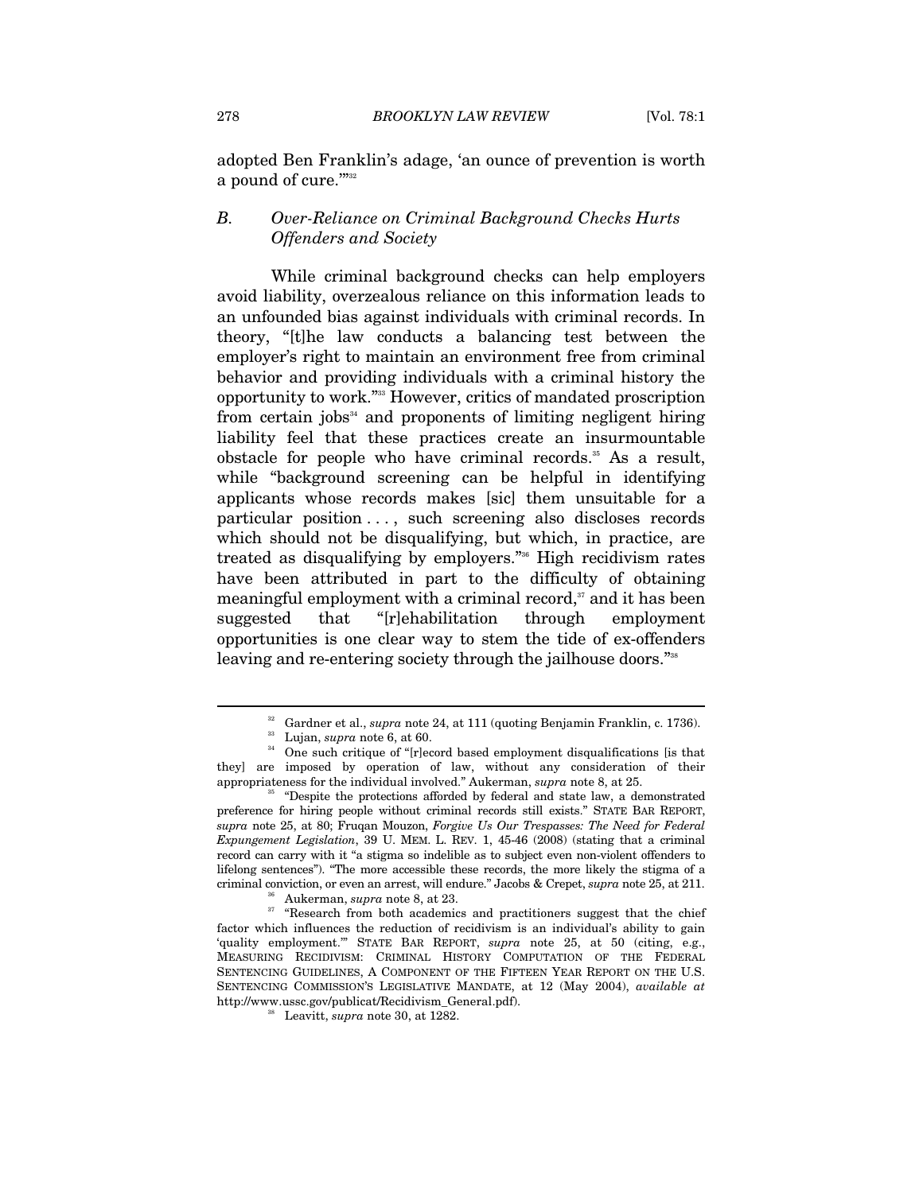adopted Ben Franklin's adage, 'an ounce of prevention is worth a pound of cure.'"[32]

### *B. Over-Reliance on Criminal Background Checks Hurts Offenders and Society*

While criminal background checks can help employers avoid liability, overzealous reliance on this information leads to an unfounded bias against individuals with criminal records. In theory, "[t]he law conducts a balancing test between the employer's right to maintain an environment free from criminal behavior and providing individuals with a criminal history the opportunity to work."[33] However, critics of mandated proscription from certain jobs[34] and proponents of limiting negligent hiring liability feel that these practices create an insurmountable obstacle for people who have criminal records.[35] As a result, while "background screening can be helpful in identifying applicants whose records makes [sic] them unsuitable for a particular position . . . , such screening also discloses records which should not be disqualifying, but which, in practice, are treated as disqualifying by employers."[36] High recidivism rates have been attributed in part to the difficulty of obtaining meaningful employment with a criminal record,[37] and it has been suggested that "[r]ehabilitation through employment opportunities is one clear way to stem the tide of ex-offenders leaving and re-entering society through the jailhouse doors."[38]

---

[32] Gardner et al., *supra* note 24, at 111 (quoting Benjamin Franklin, c. 1736).

[33] Lujan, *supra* note 6, at 60.

[34] One such critique of "[r]ecord based employment disqualifications [is that they] are imposed by operation of law, without any consideration of their appropriateness for the individual involved." Aukerman, *supra* note 8, at 25.

[35] "Despite the protections afforded by federal and state law, a demonstrated preference for hiring people without criminal records still exists." STATE BAR REPORT, *supra* note 25, at 80; Fruqan Mouzon, *Forgive Us Our Trespasses: The Need for Federal Expungement Legislation*, 39 U. MEM. L. REV. 1, 45-46 (2008) (stating that a criminal record can carry with it "a stigma so indelible as to subject even non-violent offenders to lifelong sentences"). "The more accessible these records, the more likely the stigma of a criminal conviction, or even an arrest, will endure." Jacobs & Crepet, *supra* note 25, at 211.

[36] Aukerman, *supra* note 8, at 23.

[37] "Research from both academics and practitioners suggest that the chief factor which influences the reduction of recidivism is an individual's ability to gain 'quality employment.'" STATE BAR REPORT, *supra* note 25, at 50 (citing, e.g., MEASURING RECIDIVISM: CRIMINAL HISTORY COMPUTATION OF THE FEDERAL SENTENCING GUIDELINES, A COMPONENT OF THE FIFTEEN YEAR REPORT ON THE U.S. SENTENCING COMMISSION'S LEGISLATIVE MANDATE, at 12 (May 2004), *available at* http://www.ussc.gov/publicat/Recidivism_General.pdf).

[38] Leavitt, *supra* note 30, at 1282.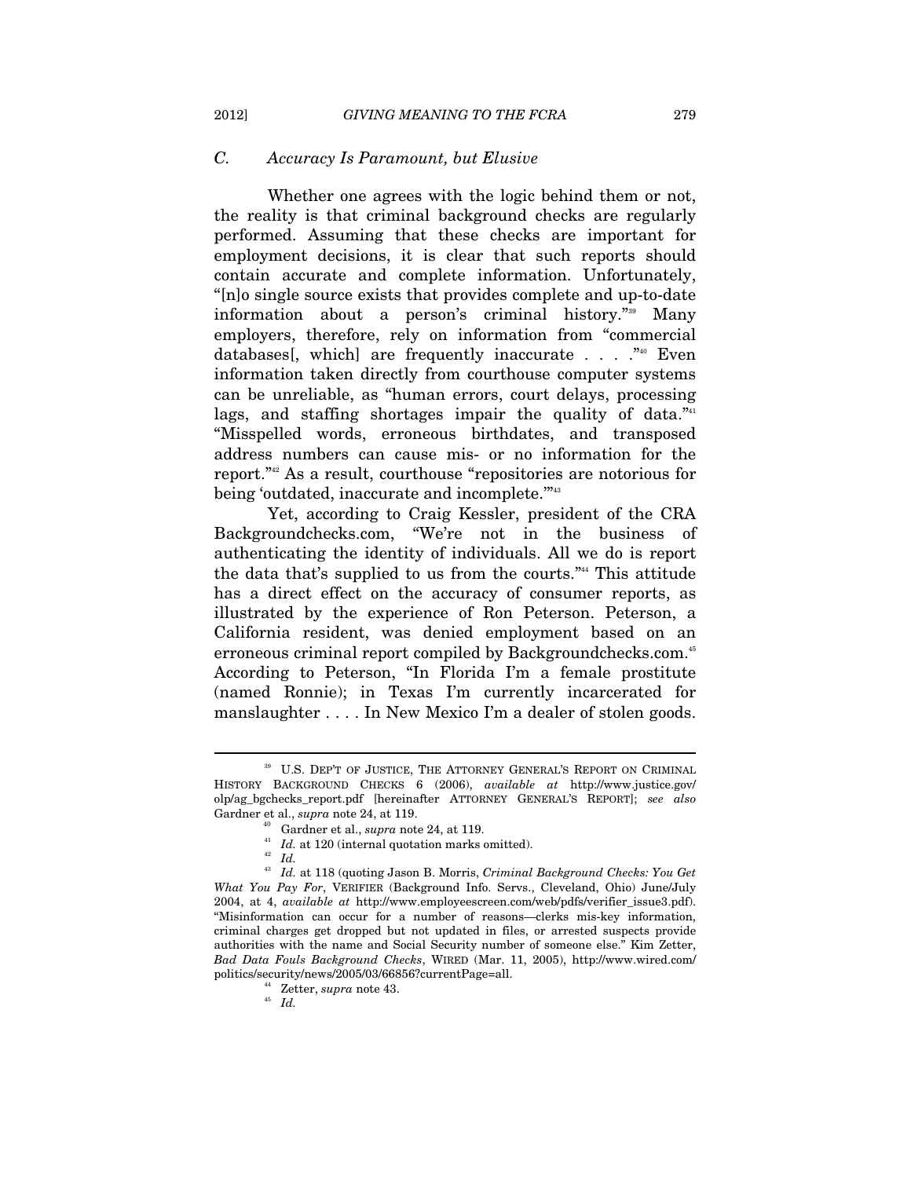### *C. Accuracy Is Paramount, but Elusive*

Whether one agrees with the logic behind them or not, the reality is that criminal background checks are regularly performed. Assuming that these checks are important for employment decisions, it is clear that such reports should contain accurate and complete information. Unfortunately, "[n]o single source exists that provides complete and up-to-date information about a person's criminal history."[39] Many employers, therefore, rely on information from "commercial databases[, which] are frequently inaccurate . . . ."[40] Even information taken directly from courthouse computer systems can be unreliable, as "human errors, court delays, processing lags, and staffing shortages impair the quality of data."[41] "Misspelled words, erroneous birthdates, and transposed address numbers can cause mis- or no information for the report."[42] As a result, courthouse "repositories are notorious for being 'outdated, inaccurate and incomplete.'"[43]

Yet, according to Craig Kessler, president of the CRA Backgroundchecks.com, "We're not in the business of authenticating the identity of individuals. All we do is report the data that's supplied to us from the courts."[44] This attitude has a direct effect on the accuracy of consumer reports, as illustrated by the experience of Ron Peterson. Peterson, a California resident, was denied employment based on an erroneous criminal report compiled by Backgroundchecks.com.[45] According to Peterson, "In Florida I'm a female prostitute (named Ronnie); in Texas I'm currently incarcerated for manslaughter . . . . In New Mexico I'm a dealer of stolen goods.

---

[39] U.S. DEP'T OF JUSTICE, THE ATTORNEY GENERAL'S REPORT ON CRIMINAL HISTORY BACKGROUND CHECKS 6 (2006), *available at* http://www.justice.gov/olp/ag_bgchecks_report.pdf [hereinafter ATTORNEY GENERAL'S REPORT]; *see also* Gardner et al., *supra* note 24, at 119.

[40] Gardner et al., *supra* note 24, at 119.

[41] *Id.* at 120 (internal quotation marks omitted).

[42] *Id.*

[43] *Id.* at 118 (quoting Jason B. Morris, *Criminal Background Checks: You Get What You Pay For*, VERIFIER (Background Info. Servs., Cleveland, Ohio) June/July 2004, at 4, *available at* http://www.employeescreen.com/web/pdfs/verifier_issue3.pdf). "Misinformation can occur for a number of reasons—clerks mis-key information, criminal charges get dropped but not updated in files, or arrested suspects provide authorities with the name and Social Security number of someone else." Kim Zetter, *Bad Data Fouls Background Checks*, WIRED (Mar. 11, 2005), http://www.wired.com/politics/security/news/2005/03/66856?currentPage=all.

[44] Zetter, *supra* note 43.

[45] *Id.*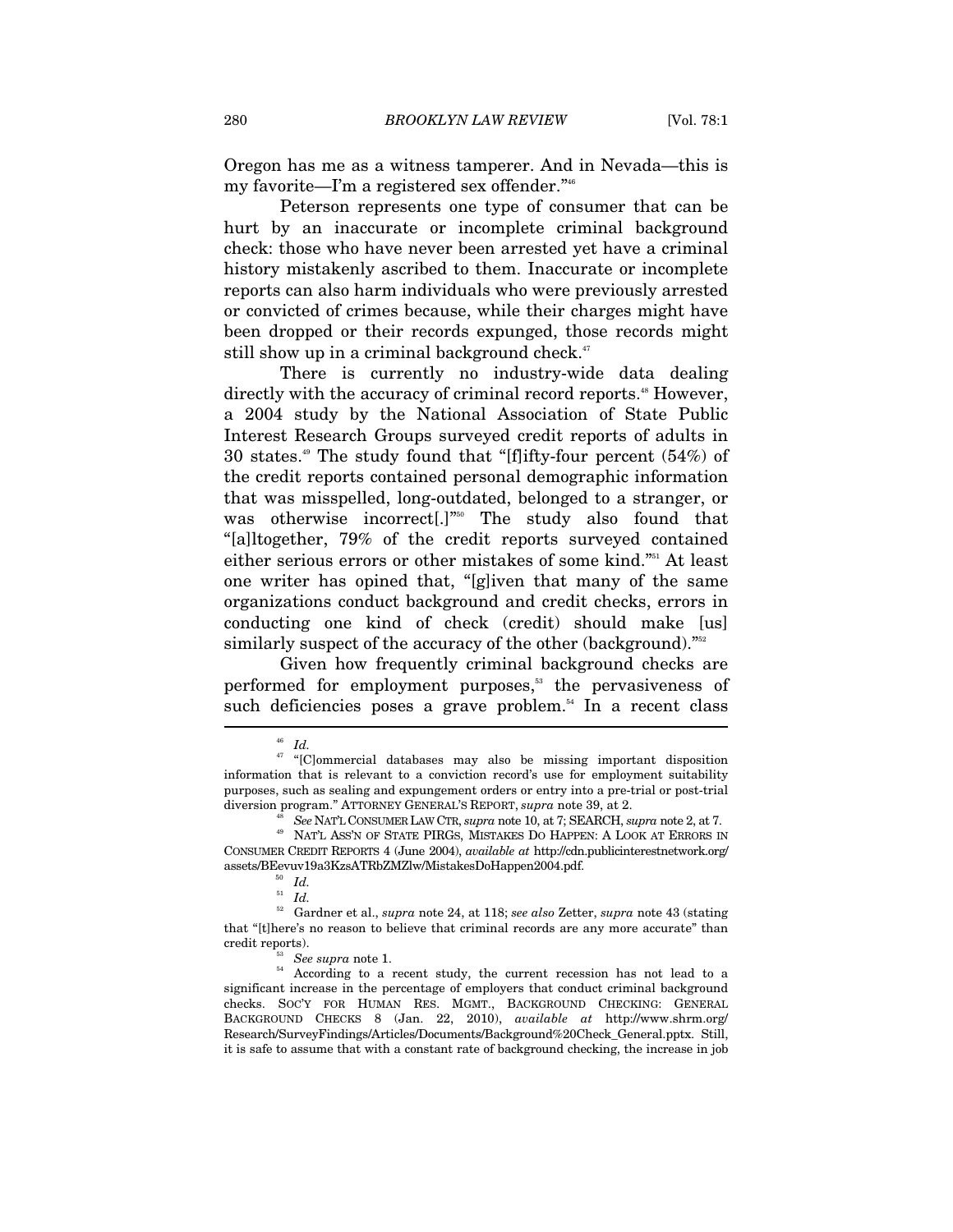Oregon has me as a witness tamperer. And in Nevada—this is my favorite—I'm a registered sex offender."[46]

Peterson represents one type of consumer that can be hurt by an inaccurate or incomplete criminal background check: those who have never been arrested yet have a criminal history mistakenly ascribed to them. Inaccurate or incomplete reports can also harm individuals who were previously arrested or convicted of crimes because, while their charges might have been dropped or their records expunged, those records might still show up in a criminal background check.[47]

There is currently no industry-wide data dealing directly with the accuracy of criminal record reports.[48] However, a 2004 study by the National Association of State Public Interest Research Groups surveyed credit reports of adults in 30 states.[49] The study found that "[f]ifty-four percent (54%) of the credit reports contained personal demographic information that was misspelled, long-outdated, belonged to a stranger, or was otherwise incorrect[.]"[50] The study also found that "[a]ltogether, 79% of the credit reports surveyed contained either serious errors or other mistakes of some kind."[51] At least one writer has opined that, "[g]iven that many of the same organizations conduct background and credit checks, errors in conducting one kind of check (credit) should make [us] similarly suspect of the accuracy of the other (background)."[52]

Given how frequently criminal background checks are performed for employment purposes,[53] the pervasiveness of such deficiencies poses a grave problem.[54] In a recent class

---

[46] *Id.*

[47] "[C]ommercial databases may also be missing important disposition information that is relevant to a conviction record's use for employment suitability purposes, such as sealing and expungement orders or entry into a pre-trial or post-trial diversion program." ATTORNEY GENERAL'S REPORT, *supra* note 39, at 2.

[48] *See* NAT'L CONSUMER LAW CTR, *supra* note 10, at 7; SEARCH, *supra* note 2, at 7.

[49] NAT'L ASS'N OF STATE PIRGS, MISTAKES DO HAPPEN: A LOOK AT ERRORS IN CONSUMER CREDIT REPORTS 4 (June 2004), *available at* http://cdn.publicinterestnetwork.org/assets/BEevuv19a3KzsATRbZMZlw/MistakesDoHappen2004.pdf.

[50] *Id.*

[51] *Id.*

[52] Gardner et al., *supra* note 24, at 118; *see also* Zetter, *supra* note 43 (stating that "[t]here's no reason to believe that criminal records are any more accurate" than credit reports).

[53] *See supra* note 1.

[54] According to a recent study, the current recession has not lead to a significant increase in the percentage of employers that conduct criminal background checks. SOC'Y FOR HUMAN RES. MGMT., BACKGROUND CHECKING: GENERAL BACKGROUND CHECKS 8 (Jan. 22, 2010), *available at* http://www.shrm.org/Research/SurveyFindings/Articles/Documents/Background%20Check_General.pptx. Still, it is safe to assume that with a constant rate of background checking, the increase in job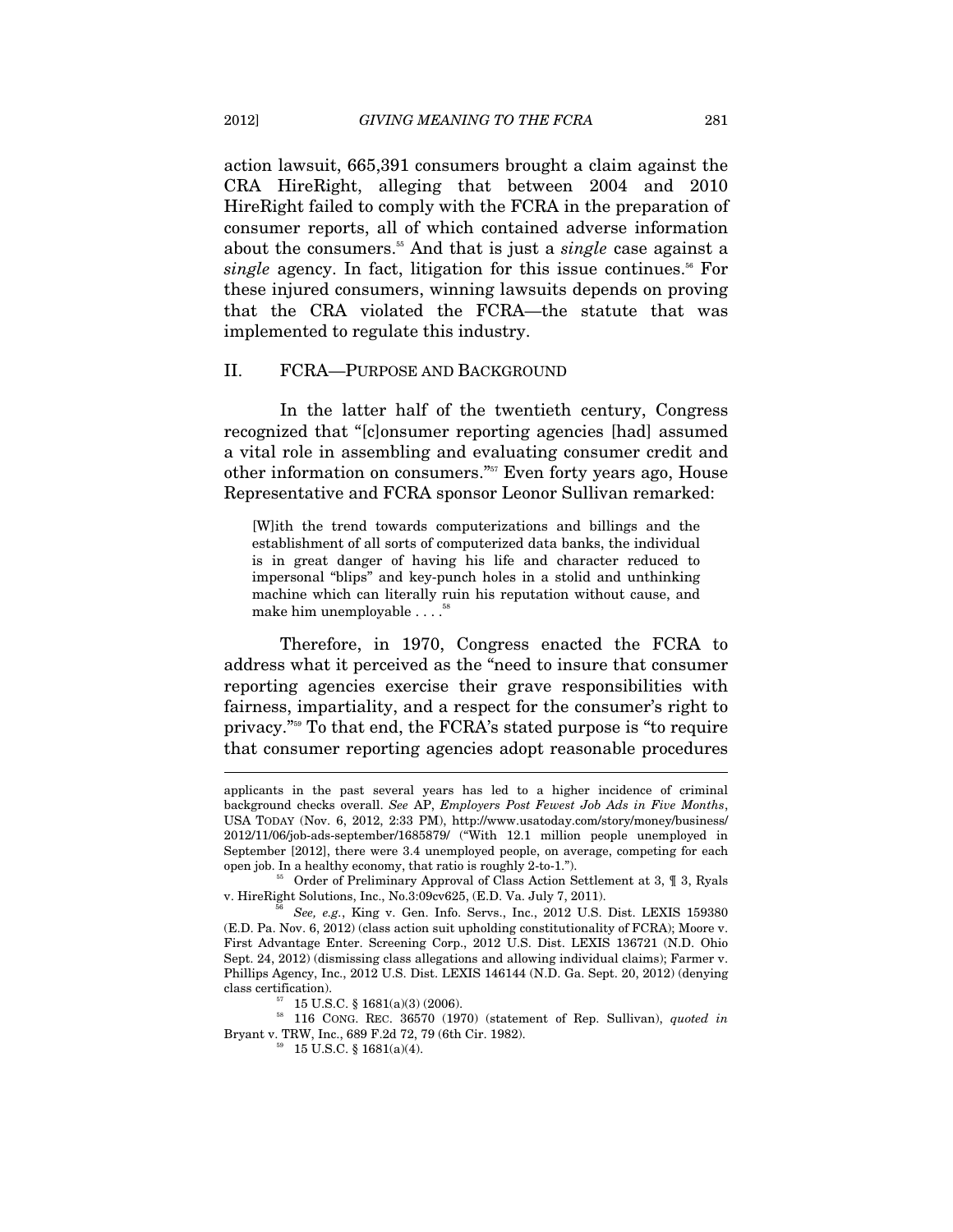action lawsuit, 665,391 consumers brought a claim against the CRA HireRight, alleging that between 2004 and 2010 HireRight failed to comply with the FCRA in the preparation of consumer reports, all of which contained adverse information about the consumers.[55] And that is just a *single* case against a *single* agency. In fact, litigation for this issue continues.[56] For these injured consumers, winning lawsuits depends on proving that the CRA violated the FCRA—the statute that was implemented to regulate this industry.

## II. FCRA—PURPOSE AND BACKGROUND

In the latter half of the twentieth century, Congress recognized that "[c]onsumer reporting agencies [had] assumed a vital role in assembling and evaluating consumer credit and other information on consumers."[57] Even forty years ago, House Representative and FCRA sponsor Leonor Sullivan remarked:

> [W]ith the trend towards computerizations and billings and the establishment of all sorts of computerized data banks, the individual is in great danger of having his life and character reduced to impersonal "blips" and key-punch holes in a stolid and unthinking machine which can literally ruin his reputation without cause, and make him unemployable . . . .[58]

Therefore, in 1970, Congress enacted the FCRA to address what it perceived as the "need to insure that consumer reporting agencies exercise their grave responsibilities with fairness, impartiality, and a respect for the consumer's right to privacy."[59] To that end, the FCRA's stated purpose is "to require that consumer reporting agencies adopt reasonable procedures

---

applicants in the past several years has led to a higher incidence of criminal background checks overall. *See* AP, *Employers Post Fewest Job Ads in Five Months*, USA TODAY (Nov. 6, 2012, 2:33 PM), http://www.usatoday.com/story/money/business/2012/11/06/job-ads-september/1685879/ ("With 12.1 million people unemployed in September [2012], there were 3.4 unemployed people, on average, competing for each open job. In a healthy economy, that ratio is roughly 2-to-1.").

[55] Order of Preliminary Approval of Class Action Settlement at 3, ¶ 3, Ryals v. HireRight Solutions, Inc., No.3:09cv625, (E.D. Va. July 7, 2011).

[56] *See, e.g.*, King v. Gen. Info. Servs., Inc., 2012 U.S. Dist. LEXIS 159380 (E.D. Pa. Nov. 6, 2012) (class action suit upholding constitutionality of FCRA); Moore v. First Advantage Enter. Screening Corp., 2012 U.S. Dist. LEXIS 136721 (N.D. Ohio Sept. 24, 2012) (dismissing class allegations and allowing individual claims); Farmer v. Phillips Agency, Inc., 2012 U.S. Dist. LEXIS 146144 (N.D. Ga. Sept. 20, 2012) (denying class certification).

[57] 15 U.S.C. § 1681(a)(3) (2006).

[58] 116 CONG. REC. 36570 (1970) (statement of Rep. Sullivan), *quoted in* Bryant v. TRW, Inc., 689 F.2d 72, 79 (6th Cir. 1982).

[59] 15 U.S.C. § 1681(a)(4).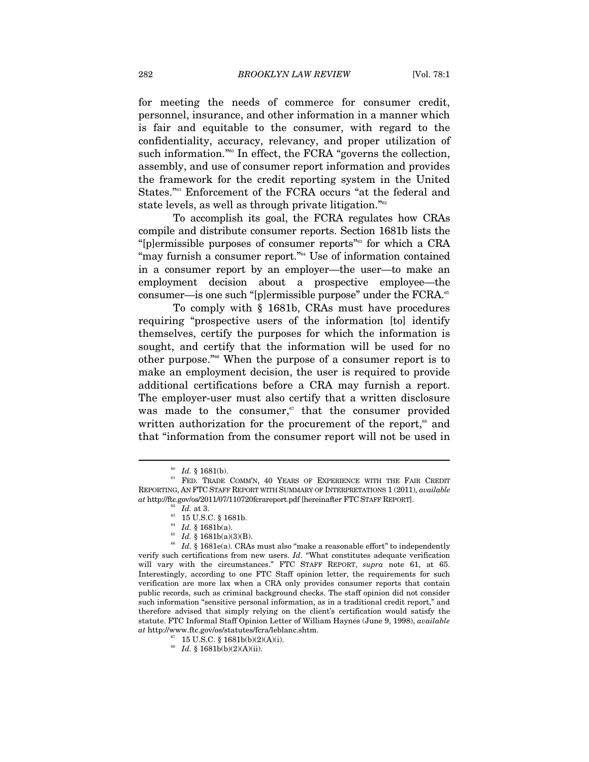for meeting the needs of commerce for consumer credit, personnel, insurance, and other information in a manner which is fair and equitable to the consumer, with regard to the confidentiality, accuracy, relevancy, and proper utilization of such information."[60] In effect, the FCRA "governs the collection, assembly, and use of consumer report information and provides the framework for the credit reporting system in the United States."[61] Enforcement of the FCRA occurs "at the federal and state levels, as well as through private litigation."[62]

To accomplish its goal, the FCRA regulates how CRAs compile and distribute consumer reports. Section 1681b lists the "[p]ermissible purposes of consumer reports"[63] for which a CRA "may furnish a consumer report."[64] Use of information contained in a consumer report by an employer—the user—to make an employment decision about a prospective employee—the consumer—is one such "[p]ermissible purpose" under the FCRA.[65]

To comply with § 1681b, CRAs must have procedures requiring "prospective users of the information [to] identify themselves, certify the purposes for which the information is sought, and certify that the information will be used for no other purpose."[66] When the purpose of a consumer report is to make an employment decision, the user is required to provide additional certifications before a CRA may furnish a report. The employer-user must also certify that a written disclosure was made to the consumer,[67] that the consumer provided written authorization for the procurement of the report,[68] and that "information from the consumer report will not be used in

---

[60] *Id.* § 1681(b).

[61] FED. TRADE COMM'N, 40 YEARS OF EXPERIENCE WITH THE FAIR CREDIT REPORTING, AN FTC STAFF REPORT WITH SUMMARY OF INTERPRETATIONS 1 (2011), *available at* http://ftc.gov/os/2011/07/110720fcrareport.pdf [hereinafter FTC STAFF REPORT].

[62] *Id.* at 3.

[63] 15 U.S.C. § 1681b.

[64] *Id.* § 1681b(a).

[65] *Id.* § 1681b(a)(3)(B).

[66] *Id.* § 1681e(a). CRAs must also "make a reasonable effort" to independently verify such certifications from new users. *Id*. "What constitutes adequate verification will vary with the circumstances." FTC STAFF REPORT, *supra* note 61, at 65. Interestingly, according to one FTC Staff opinion letter, the requirements for such verification are more lax when a CRA only provides consumer reports that contain public records, such as criminal background checks. The staff opinion did not consider such information "sensitive personal information, as in a traditional credit report," and therefore advised that simply relying on the client's certification would satisfy the statute. FTC Informal Staff Opinion Letter of William Haynes (June 9, 1998), *available at* http://www.ftc.gov/os/statutes/fcra/leblanc.shtm.

[67] 15 U.S.C. § 1681b(b)(2)(A)(i).

[68] *Id.* § 1681b(b)(2)(A)(ii).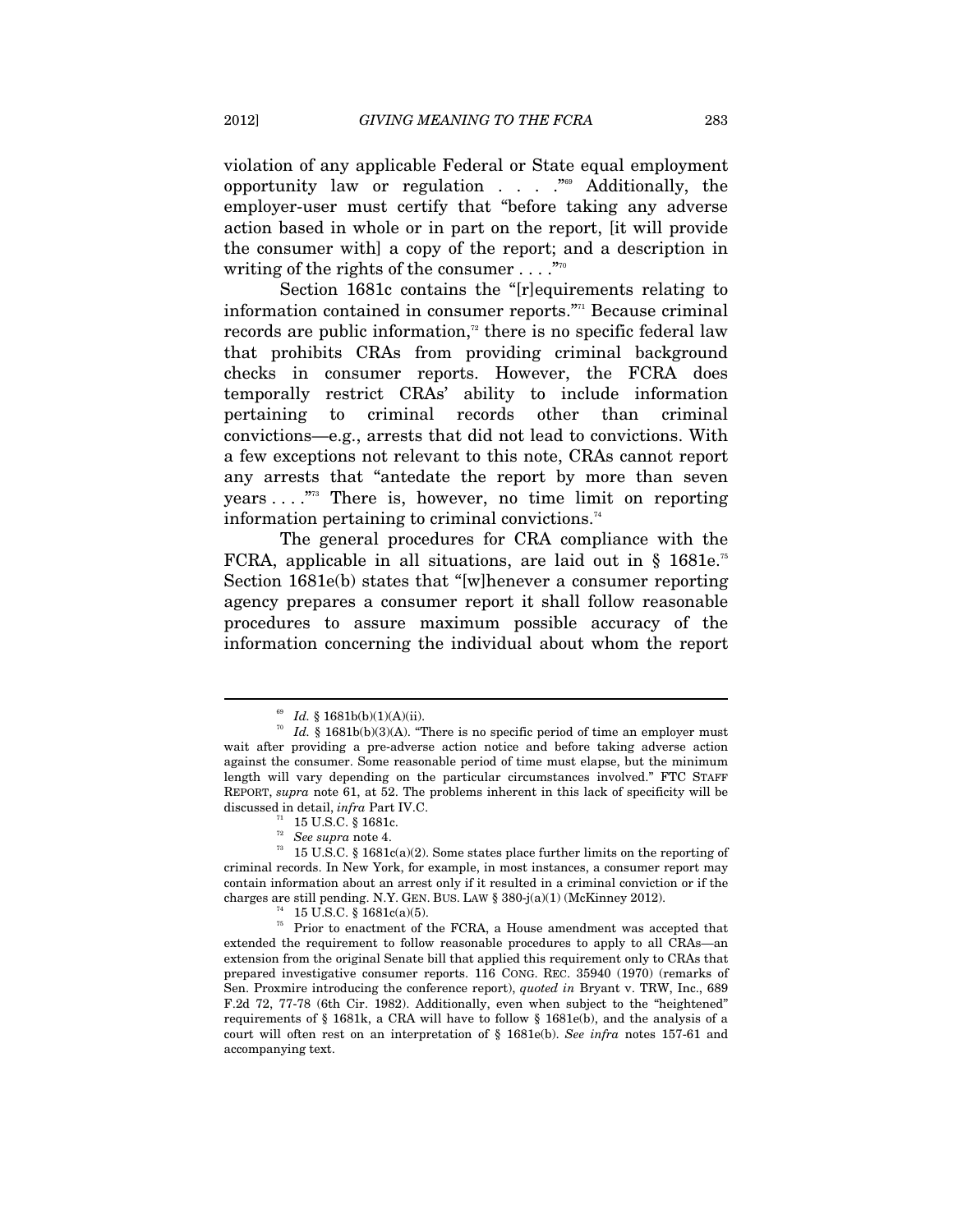violation of any applicable Federal or State equal employment opportunity law or regulation . . . ."[69] Additionally, the employer-user must certify that "before taking any adverse action based in whole or in part on the report, [it will provide the consumer with] a copy of the report; and a description in writing of the rights of the consumer . . . ."[70]

Section 1681c contains the "[r]equirements relating to information contained in consumer reports."[71] Because criminal records are public information,[72] there is no specific federal law that prohibits CRAs from providing criminal background checks in consumer reports. However, the FCRA does temporally restrict CRAs' ability to include information pertaining to criminal records other than criminal convictions—e.g., arrests that did not lead to convictions. With a few exceptions not relevant to this note, CRAs cannot report any arrests that "antedate the report by more than seven years . . . ."[73] There is, however, no time limit on reporting information pertaining to criminal convictions.[74]

The general procedures for CRA compliance with the FCRA, applicable in all situations, are laid out in § 1681e.[75] Section 1681e(b) states that "[w]henever a consumer reporting agency prepares a consumer report it shall follow reasonable procedures to assure maximum possible accuracy of the information concerning the individual about whom the report

---

[69] *Id.* § 1681b(b)(1)(A)(ii).

[70] *Id.* § 1681b(b)(3)(A). "There is no specific period of time an employer must wait after providing a pre-adverse action notice and before taking adverse action against the consumer. Some reasonable period of time must elapse, but the minimum length will vary depending on the particular circumstances involved." FTC STAFF REPORT, *supra* note 61, at 52. The problems inherent in this lack of specificity will be discussed in detail, *infra* Part IV.C.

[71] 15 U.S.C. § 1681c.

[72] *See supra* note 4.

[73] 15 U.S.C. § 1681c(a)(2). Some states place further limits on the reporting of criminal records. In New York, for example, in most instances, a consumer report may contain information about an arrest only if it resulted in a criminal conviction or if the charges are still pending. N.Y. GEN. BUS. LAW § 380-j(a)(1) (McKinney 2012).

[74] 15 U.S.C. § 1681c(a)(5).

[75] Prior to enactment of the FCRA, a House amendment was accepted that extended the requirement to follow reasonable procedures to apply to all CRAs—an extension from the original Senate bill that applied this requirement only to CRAs that prepared investigative consumer reports. 116 CONG. REC. 35940 (1970) (remarks of Sen. Proxmire introducing the conference report), *quoted in* Bryant v. TRW, Inc., 689 F.2d 72, 77-78 (6th Cir. 1982). Additionally, even when subject to the "heightened" requirements of § 1681k, a CRA will have to follow § 1681e(b), and the analysis of a court will often rest on an interpretation of § 1681e(b). *See infra* notes 157-61 and accompanying text.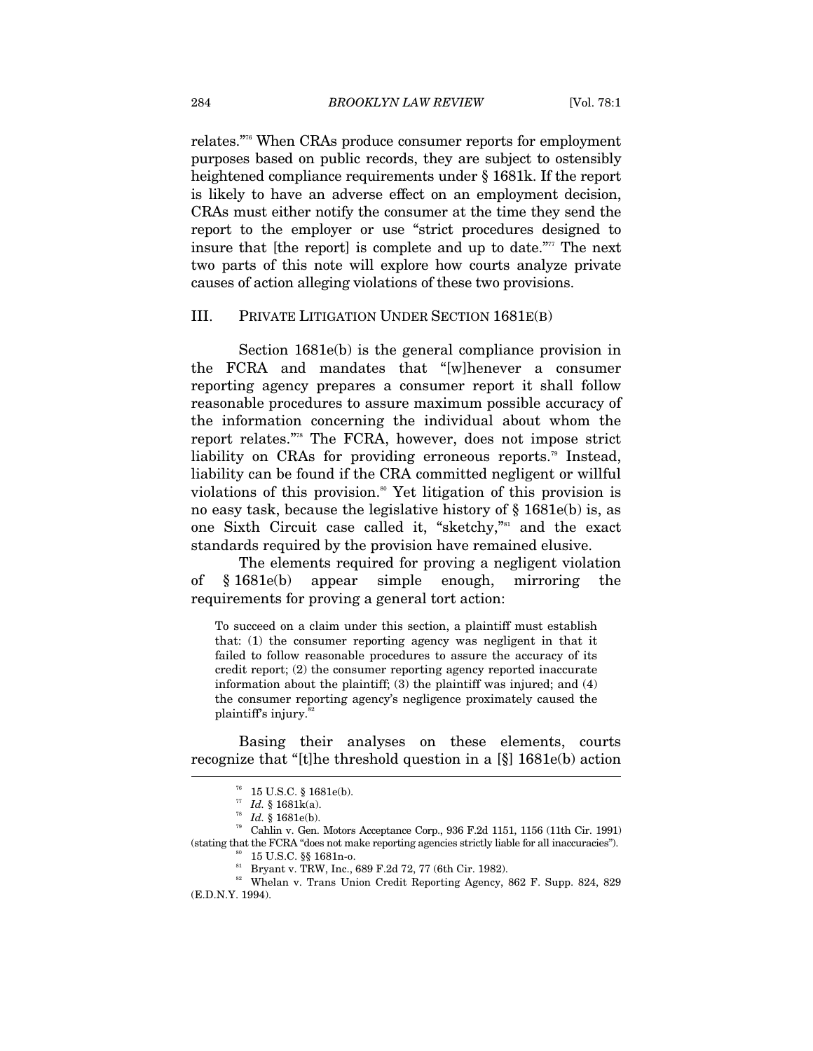relates."[76] When CRAs produce consumer reports for employment purposes based on public records, they are subject to ostensibly heightened compliance requirements under § 1681k. If the report is likely to have an adverse effect on an employment decision, CRAs must either notify the consumer at the time they send the report to the employer or use "strict procedures designed to insure that [the report] is complete and up to date."[77] The next two parts of this note will explore how courts analyze private causes of action alleging violations of these two provisions.

## III. PRIVATE LITIGATION UNDER SECTION 1681E(B)

Section 1681e(b) is the general compliance provision in the FCRA and mandates that "[w]henever a consumer reporting agency prepares a consumer report it shall follow reasonable procedures to assure maximum possible accuracy of the information concerning the individual about whom the report relates."[78] The FCRA, however, does not impose strict liability on CRAs for providing erroneous reports.[79] Instead, liability can be found if the CRA committed negligent or willful violations of this provision.[80] Yet litigation of this provision is no easy task, because the legislative history of § 1681e(b) is, as one Sixth Circuit case called it, "sketchy,"[81] and the exact standards required by the provision have remained elusive.

The elements required for proving a negligent violation of § 1681e(b) appear simple enough, mirroring the requirements for proving a general tort action:

> To succeed on a claim under this section, a plaintiff must establish that: (1) the consumer reporting agency was negligent in that it failed to follow reasonable procedures to assure the accuracy of its credit report; (2) the consumer reporting agency reported inaccurate information about the plaintiff; (3) the plaintiff was injured; and (4) the consumer reporting agency's negligence proximately caused the plaintiff's injury.[82]

Basing their analyses on these elements, courts recognize that "[t]he threshold question in a [§] 1681e(b) action

---

[76] 15 U.S.C. § 1681e(b).

[77] *Id.* § 1681k(a).

[78] *Id.* § 1681e(b).

[79] Cahlin v. Gen. Motors Acceptance Corp., 936 F.2d 1151, 1156 (11th Cir. 1991) (stating that the FCRA "does not make reporting agencies strictly liable for all inaccuracies").

[80] 15 U.S.C. §§ 1681n-o.

[81] Bryant v. TRW, Inc., 689 F.2d 72, 77 (6th Cir. 1982).

[82] Whelan v. Trans Union Credit Reporting Agency, 862 F. Supp. 824, 829 (E.D.N.Y. 1994).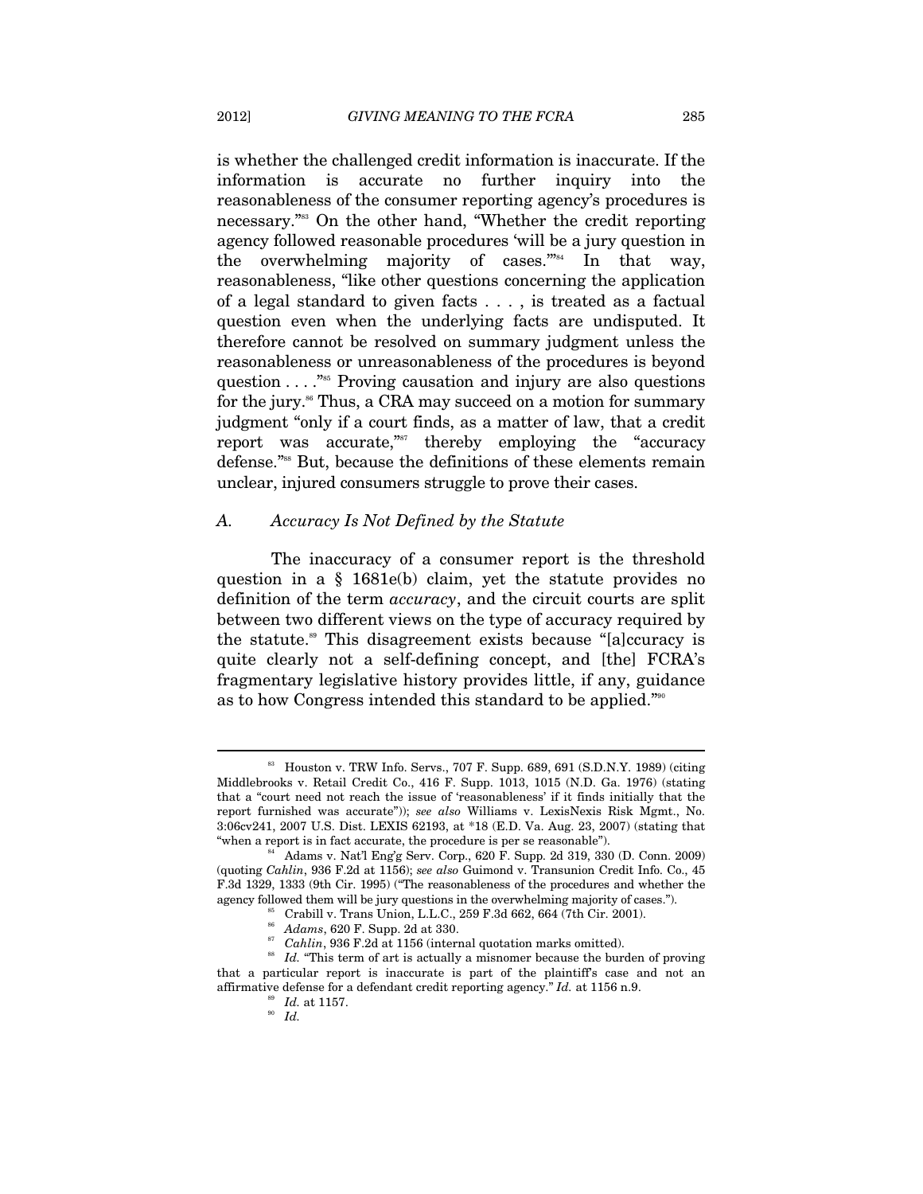is whether the challenged credit information is inaccurate. If the information is accurate no further inquiry into the reasonableness of the consumer reporting agency's procedures is necessary."[83] On the other hand, "Whether the credit reporting agency followed reasonable procedures 'will be a jury question in the overwhelming majority of cases.'"[84] In that way, reasonableness, "like other questions concerning the application of a legal standard to given facts . . . , is treated as a factual question even when the underlying facts are undisputed. It therefore cannot be resolved on summary judgment unless the reasonableness or unreasonableness of the procedures is beyond question . . . ."[85] Proving causation and injury are also questions for the jury.[86] Thus, a CRA may succeed on a motion for summary judgment "only if a court finds, as a matter of law, that a credit report was accurate,"[87] thereby employing the "accuracy defense."[88] But, because the definitions of these elements remain unclear, injured consumers struggle to prove their cases.

### A. *Accuracy Is Not Defined by the Statute*

The inaccuracy of a consumer report is the threshold question in a § 1681e(b) claim, yet the statute provides no definition of the term *accuracy*, and the circuit courts are split between two different views on the type of accuracy required by the statute.[89] This disagreement exists because "[a]ccuracy is quite clearly not a self-defining concept, and [the] FCRA's fragmentary legislative history provides little, if any, guidance as to how Congress intended this standard to be applied."[90]

---

[83] Houston v. TRW Info. Servs., 707 F. Supp. 689, 691 (S.D.N.Y. 1989) (citing Middlebrooks v. Retail Credit Co., 416 F. Supp. 1013, 1015 (N.D. Ga. 1976) (stating that a "court need not reach the issue of 'reasonableness' if it finds initially that the report furnished was accurate")); *see also* Williams v. LexisNexis Risk Mgmt., No. 3:06cv241, 2007 U.S. Dist. LEXIS 62193, at *18 (E.D. Va. Aug. 23, 2007) (stating that "when a report is in fact accurate, the procedure is per se reasonable").

[84] Adams v. Nat'l Eng'g Serv. Corp., 620 F. Supp. 2d 319, 330 (D. Conn. 2009) (quoting *Cahlin*, 936 F.2d at 1156); *see also* Guimond v. Transunion Credit Info. Co., 45 F.3d 1329, 1333 (9th Cir. 1995) ("The reasonableness of the procedures and whether the agency followed them will be jury questions in the overwhelming majority of cases.").

[85] Crabill v. Trans Union, L.L.C., 259 F.3d 662, 664 (7th Cir. 2001).

[86] *Adams*, 620 F. Supp. 2d at 330.

[87] *Cahlin*, 936 F.2d at 1156 (internal quotation marks omitted).

[88] *Id.* "This term of art is actually a misnomer because the burden of proving that a particular report is inaccurate is part of the plaintiff's case and not an affirmative defense for a defendant credit reporting agency." *Id.* at 1156 n.9.

[89] *Id.* at 1157.

[90] *Id.*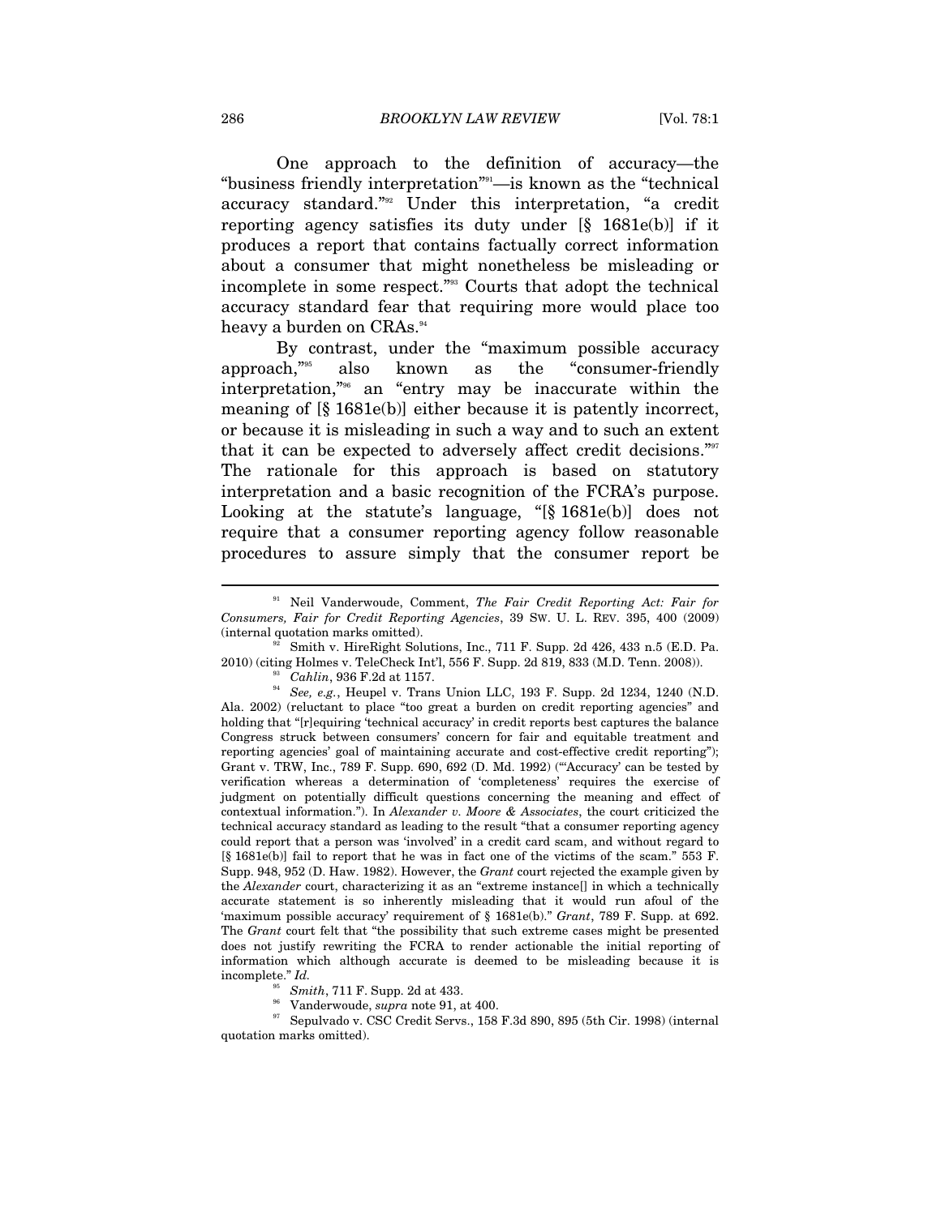One approach to the definition of accuracy—the "business friendly interpretation"[91]—is known as the "technical accuracy standard."[92] Under this interpretation, "a credit reporting agency satisfies its duty under [§ 1681e(b)] if it produces a report that contains factually correct information about a consumer that might nonetheless be misleading or incomplete in some respect."[93] Courts that adopt the technical accuracy standard fear that requiring more would place too heavy a burden on CRAs.[94]

By contrast, under the "maximum possible accuracy approach,"[95] also known as the "consumer-friendly interpretation,"[96] an "entry may be inaccurate within the meaning of [§ 1681e(b)] either because it is patently incorrect, or because it is misleading in such a way and to such an extent that it can be expected to adversely affect credit decisions."[97] The rationale for this approach is based on statutory interpretation and a basic recognition of the FCRA's purpose. Looking at the statute's language, "[§ 1681e(b)] does not require that a consumer reporting agency follow reasonable procedures to assure simply that the consumer report be

---

[91] Neil Vanderwoude, Comment, *The Fair Credit Reporting Act: Fair for Consumers, Fair for Credit Reporting Agencies*, 39 SW. U. L. REV. 395, 400 (2009) (internal quotation marks omitted).

[92] Smith v. HireRight Solutions, Inc., 711 F. Supp. 2d 426, 433 n.5 (E.D. Pa. 2010) (citing Holmes v. TeleCheck Int'l, 556 F. Supp. 2d 819, 833 (M.D. Tenn. 2008)).

[93] *Cahlin*, 936 F.2d at 1157.

[94] *See, e.g.*, Heupel v. Trans Union LLC, 193 F. Supp. 2d 1234, 1240 (N.D. Ala. 2002) (reluctant to place "too great a burden on credit reporting agencies" and holding that "[r]equiring 'technical accuracy' in credit reports best captures the balance Congress struck between consumers' concern for fair and equitable treatment and reporting agencies' goal of maintaining accurate and cost-effective credit reporting"); Grant v. TRW, Inc., 789 F. Supp. 690, 692 (D. Md. 1992) ("'Accuracy' can be tested by verification whereas a determination of 'completeness' requires the exercise of judgment on potentially difficult questions concerning the meaning and effect of contextual information."). In *Alexander v. Moore & Associates*, the court criticized the technical accuracy standard as leading to the result "that a consumer reporting agency could report that a person was 'involved' in a credit card scam, and without regard to [§ 1681e(b)] fail to report that he was in fact one of the victims of the scam." 553 F. Supp. 948, 952 (D. Haw. 1982). However, the *Grant* court rejected the example given by the *Alexander* court, characterizing it as an "extreme instance[] in which a technically accurate statement is so inherently misleading that it would run afoul of the 'maximum possible accuracy' requirement of § 1681e(b)." *Grant*, 789 F. Supp. at 692. The *Grant* court felt that "the possibility that such extreme cases might be presented does not justify rewriting the FCRA to render actionable the initial reporting of information which although accurate is deemed to be misleading because it is incomplete." *Id.*

[95] *Smith*, 711 F. Supp. 2d at 433.

[96] Vanderwoude, *supra* note 91, at 400.

[97] Sepulvado v. CSC Credit Servs., 158 F.3d 890, 895 (5th Cir. 1998) (internal quotation marks omitted).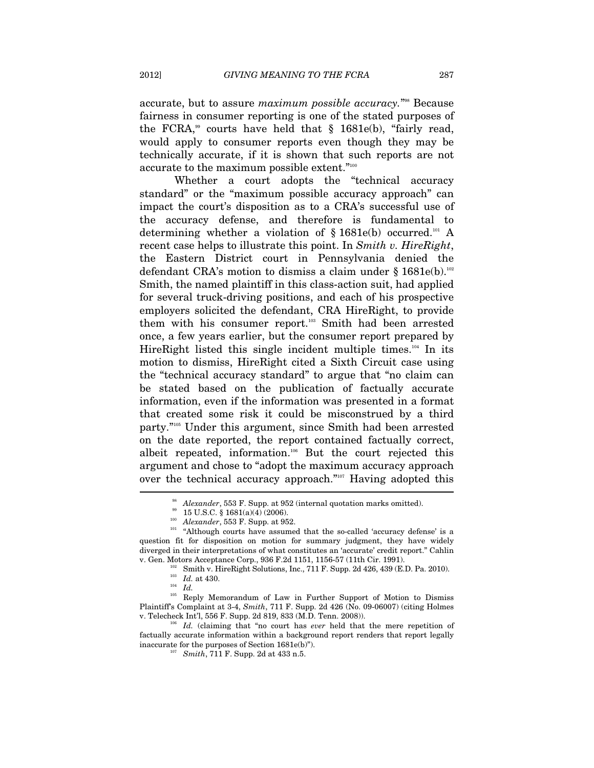accurate, but to assure *maximum possible accuracy*."[98] Because fairness in consumer reporting is one of the stated purposes of the FCRA,[99] courts have held that § 1681e(b), "fairly read, would apply to consumer reports even though they may be technically accurate, if it is shown that such reports are not accurate to the maximum possible extent."[100]

Whether a court adopts the "technical accuracy standard" or the "maximum possible accuracy approach" can impact the court's disposition as to a CRA's successful use of the accuracy defense, and therefore is fundamental to determining whether a violation of § 1681e(b) occurred.[101] A recent case helps to illustrate this point. In *Smith v. HireRight*, the Eastern District court in Pennsylvania denied the defendant CRA's motion to dismiss a claim under § 1681e(b).[102] Smith, the named plaintiff in this class-action suit, had applied for several truck-driving positions, and each of his prospective employers solicited the defendant, CRA HireRight, to provide them with his consumer report.[103] Smith had been arrested once, a few years earlier, but the consumer report prepared by HireRight listed this single incident multiple times.[104] In its motion to dismiss, HireRight cited a Sixth Circuit case using the "technical accuracy standard" to argue that "no claim can be stated based on the publication of factually accurate information, even if the information was presented in a format that created some risk it could be misconstrued by a third party."[105] Under this argument, since Smith had been arrested on the date reported, the report contained factually correct, albeit repeated, information.[106] But the court rejected this argument and chose to "adopt the maximum accuracy approach over the technical accuracy approach."[107] Having adopted this

---

[98] *Alexander*, 553 F. Supp. at 952 (internal quotation marks omitted).

[99] 15 U.S.C. § 1681(a)(4) (2006).

[100] *Alexander*, 553 F. Supp. at 952.

[101] "Although courts have assumed that the so-called 'accuracy defense' is a question fit for disposition on motion for summary judgment, they have widely diverged in their interpretations of what constitutes an 'accurate' credit report." Cahlin v. Gen. Motors Acceptance Corp., 936 F.2d 1151, 1156-57 (11th Cir. 1991).

[102] Smith v. HireRight Solutions, Inc., 711 F. Supp. 2d 426, 439 (E.D. Pa. 2010).

[103] *Id.* at 430.

[104] *Id.*

[105] Reply Memorandum of Law in Further Support of Motion to Dismiss Plaintiff's Complaint at 3-4, *Smith*, 711 F. Supp. 2d 426 (No. 09-06007) (citing Holmes v. Telecheck Int'l, 556 F. Supp. 2d 819, 833 (M.D. Tenn. 2008)).

[106] *Id.* (claiming that "no court has *ever* held that the mere repetition of factually accurate information within a background report renders that report legally inaccurate for the purposes of Section 1681e(b)").

[107] *Smith*, 711 F. Supp. 2d at 433 n.5.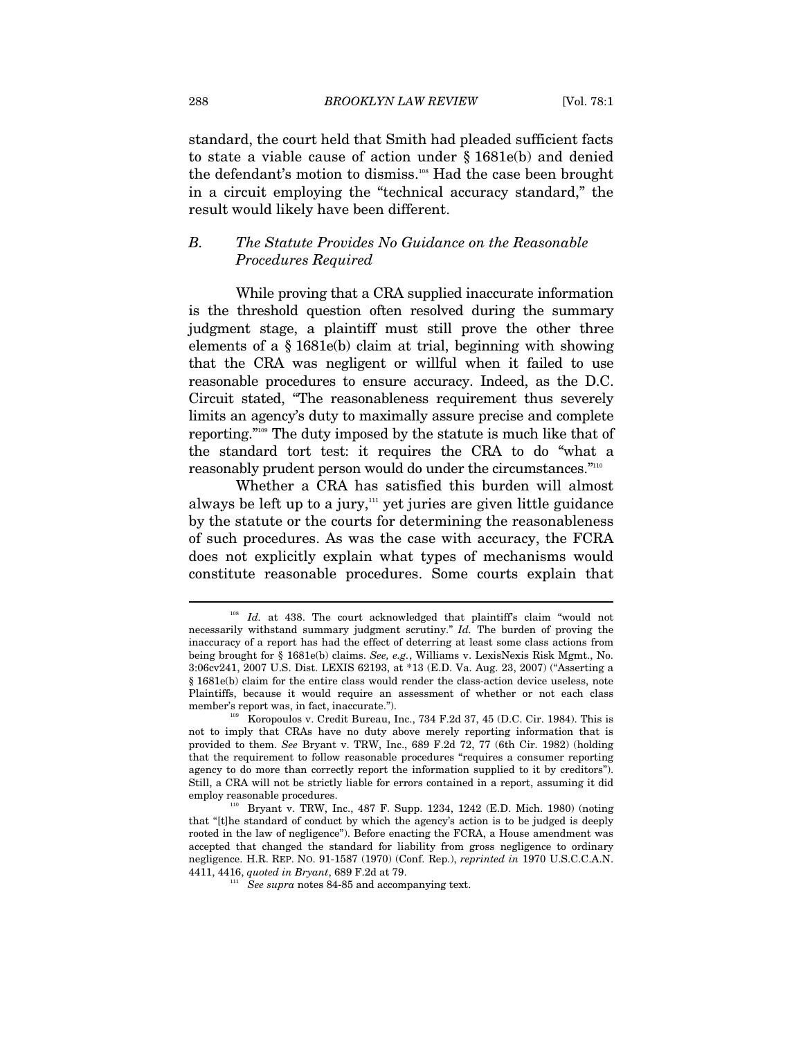standard, the court held that Smith had pleaded sufficient facts to state a viable cause of action under § 1681e(b) and denied the defendant's motion to dismiss.[108] Had the case been brought in a circuit employing the "technical accuracy standard," the result would likely have been different.

## *B. The Statute Provides No Guidance on the Reasonable Procedures Required*

While proving that a CRA supplied inaccurate information is the threshold question often resolved during the summary judgment stage, a plaintiff must still prove the other three elements of a § 1681e(b) claim at trial, beginning with showing that the CRA was negligent or willful when it failed to use reasonable procedures to ensure accuracy. Indeed, as the D.C. Circuit stated, "The reasonableness requirement thus severely limits an agency's duty to maximally assure precise and complete reporting."[109] The duty imposed by the statute is much like that of the standard tort test: it requires the CRA to do "what a reasonably prudent person would do under the circumstances."[110]

Whether a CRA has satisfied this burden will almost always be left up to a jury,[111] yet juries are given little guidance by the statute or the courts for determining the reasonableness of such procedures. As was the case with accuracy, the FCRA does not explicitly explain what types of mechanisms would constitute reasonable procedures. Some courts explain that

---

[108] *Id.* at 438. The court acknowledged that plaintiff's claim "would not necessarily withstand summary judgment scrutiny." *Id.* The burden of proving the inaccuracy of a report has had the effect of deterring at least some class actions from being brought for § 1681e(b) claims. *See, e.g.*, Williams v. LexisNexis Risk Mgmt., No. 3:06cv241, 2007 U.S. Dist. LEXIS 62193, at *13 (E.D. Va. Aug. 23, 2007) ("Asserting a § 1681e(b) claim for the entire class would render the class-action device useless, note Plaintiffs, because it would require an assessment of whether or not each class member's report was, in fact, inaccurate.").

[109] Koropoulos v. Credit Bureau, Inc., 734 F.2d 37, 45 (D.C. Cir. 1984). This is not to imply that CRAs have no duty above merely reporting information that is provided to them. *See* Bryant v. TRW, Inc., 689 F.2d 72, 77 (6th Cir. 1982) (holding that the requirement to follow reasonable procedures "requires a consumer reporting agency to do more than correctly report the information supplied to it by creditors"). Still, a CRA will not be strictly liable for errors contained in a report, assuming it did employ reasonable procedures.

[110] Bryant v. TRW, Inc., 487 F. Supp. 1234, 1242 (E.D. Mich. 1980) (noting that "[t]he standard of conduct by which the agency's action is to be judged is deeply rooted in the law of negligence"). Before enacting the FCRA, a House amendment was accepted that changed the standard for liability from gross negligence to ordinary negligence. H.R. REP. NO. 91-1587 (1970) (Conf. Rep.), *reprinted in* 1970 U.S.C.C.A.N. 4411, 4416, *quoted in Bryant*, 689 F.2d at 79.

[111] *See supra* notes 84-85 and accompanying text.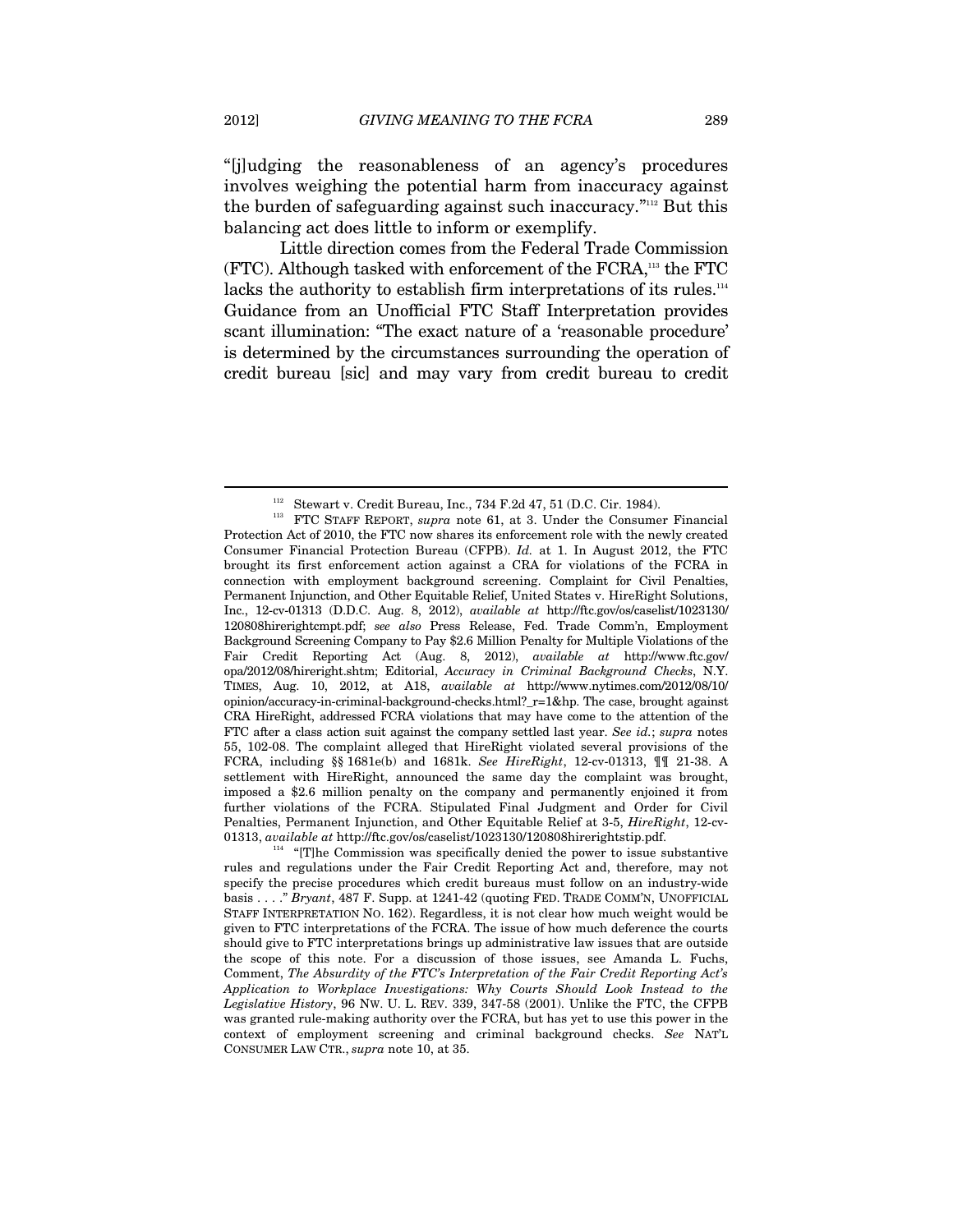"[j]udging the reasonableness of an agency's procedures involves weighing the potential harm from inaccuracy against the burden of safeguarding against such inaccuracy."[112] But this balancing act does little to inform or exemplify.

Little direction comes from the Federal Trade Commission (FTC). Although tasked with enforcement of the FCRA,[113] the FTC lacks the authority to establish firm interpretations of its rules.[114] Guidance from an Unofficial FTC Staff Interpretation provides scant illumination: "The exact nature of a 'reasonable procedure' is determined by the circumstances surrounding the operation of credit bureau [sic] and may vary from credit bureau to credit

---

[112] Stewart v. Credit Bureau, Inc., 734 F.2d 47, 51 (D.C. Cir. 1984).

[113] FTC STAFF REPORT, *supra* note 61, at 3. Under the Consumer Financial Protection Act of 2010, the FTC now shares its enforcement role with the newly created Consumer Financial Protection Bureau (CFPB). *Id.* at 1. In August 2012, the FTC brought its first enforcement action against a CRA for violations of the FCRA in connection with employment background screening. Complaint for Civil Penalties, Permanent Injunction, and Other Equitable Relief, United States v. HireRight Solutions, Inc., 12-cv-01313 (D.D.C. Aug. 8, 2012), *available at* http://ftc.gov/os/caselist/1023130/120808hirerightcmpt.pdf; *see also* Press Release, Fed. Trade Comm'n, Employment Background Screening Company to Pay $2.6 Million Penalty for Multiple Violations of the Fair Credit Reporting Act (Aug. 8, 2012), *available at* http://www.ftc.gov/opa/2012/08/hireright.shtm; Editorial, *Accuracy in Criminal Background Checks*, N.Y. TIMES, Aug. 10, 2012, at A18, *available at* http://www.nytimes.com/2012/08/10/opinion/accuracy-in-criminal-background-checks.html?_r=1&hp. The case, brought against CRA HireRight, addressed FCRA violations that may have come to the attention of the FTC after a class action suit against the company settled last year. *See id.*; *supra* notes 55, 102-08. The complaint alleged that HireRight violated several provisions of the FCRA, including §§ 1681e(b) and 1681k. *See HireRight*, 12-cv-01313, ¶¶ 21-38. A settlement with HireRight, announced the same day the complaint was brought, imposed a $2.6 million penalty on the company and permanently enjoined it from further violations of the FCRA. Stipulated Final Judgment and Order for Civil Penalties, Permanent Injunction, and Other Equitable Relief at 3-5, *HireRight*, 12-cv-01313, *available at* http://ftc.gov/os/caselist/1023130/120808hirerightstip.pdf.

[114] "[T]he Commission was specifically denied the power to issue substantive rules and regulations under the Fair Credit Reporting Act and, therefore, may not specify the precise procedures which credit bureaus must follow on an industry-wide basis . . . ." *Bryant*, 487 F. Supp. at 1241-42 (quoting FED. TRADE COMM'N, UNOFFICIAL STAFF INTERPRETATION NO. 162). Regardless, it is not clear how much weight would be given to FTC interpretations of the FCRA. The issue of how much deference the courts should give to FTC interpretations brings up administrative law issues that are outside the scope of this note. For a discussion of those issues, see Amanda L. Fuchs, Comment, *The Absurdity of the FTC's Interpretation of the Fair Credit Reporting Act's Application to Workplace Investigations: Why Courts Should Look Instead to the Legislative History*, 96 NW. U. L. REV. 339, 347-58 (2001). Unlike the FTC, the CFPB was granted rule-making authority over the FCRA, but has yet to use this power in the context of employment screening and criminal background checks. *See* NAT'L CONSUMER LAW CTR., *supra* note 10, at 35.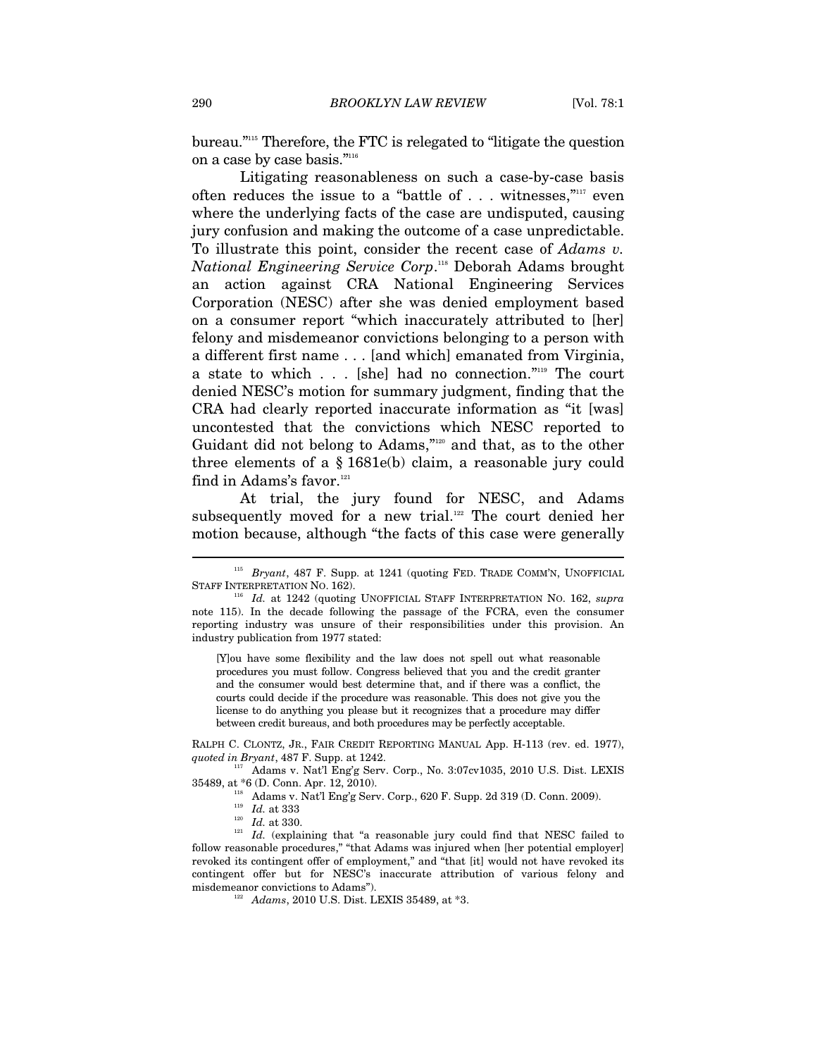bureau."[115] Therefore, the FTC is relegated to "litigate the question on a case by case basis."[116]

Litigating reasonableness on such a case-by-case basis often reduces the issue to a "battle of . . . witnesses,"[117] even where the underlying facts of the case are undisputed, causing jury confusion and making the outcome of a case unpredictable. To illustrate this point, consider the recent case of *Adams v. National Engineering Service Corp*.[118] Deborah Adams brought an action against CRA National Engineering Services Corporation (NESC) after she was denied employment based on a consumer report "which inaccurately attributed to [her] felony and misdemeanor convictions belonging to a person with a different first name . . . [and which] emanated from Virginia, a state to which . . . [she] had no connection."[119] The court denied NESC's motion for summary judgment, finding that the CRA had clearly reported inaccurate information as "it [was] uncontested that the convictions which NESC reported to Guidant did not belong to Adams,"[120] and that, as to the other three elements of a § 1681e(b) claim, a reasonable jury could find in Adams's favor.[121]

At trial, the jury found for NESC, and Adams subsequently moved for a new trial.[122] The court denied her motion because, although "the facts of this case were generally

---

[115] *Bryant*, 487 F. Supp. at 1241 (quoting FED. TRADE COMM'N, UNOFFICIAL STAFF INTERPRETATION NO. 162).

[116] *Id.* at 1242 (quoting UNOFFICIAL STAFF INTERPRETATION NO. 162, *supra* note 115). In the decade following the passage of the FCRA, even the consumer reporting industry was unsure of their responsibilities under this provision. An industry publication from 1977 stated:

> [Y]ou have some flexibility and the law does not spell out what reasonable procedures you must follow. Congress believed that you and the credit granter and the consumer would best determine that, and if there was a conflict, the courts could decide if the procedure was reasonable. This does not give you the license to do anything you please but it recognizes that a procedure may differ between credit bureaus, and both procedures may be perfectly acceptable.

RALPH C. CLONTZ, JR., FAIR CREDIT REPORTING MANUAL App. H-113 (rev. ed. 1977), *quoted in Bryant*, 487 F. Supp. at 1242.

[117] Adams v. Nat'l Eng'g Serv. Corp., No. 3:07cv1035, 2010 U.S. Dist. LEXIS 35489, at *6 (D. Conn. Apr. 12, 2010).

[118] Adams v. Nat'l Eng'g Serv. Corp., 620 F. Supp. 2d 319 (D. Conn. 2009).

[119] *Id.* at 333

[120] *Id.* at 330.

[121] *Id.* (explaining that "a reasonable jury could find that NESC failed to follow reasonable procedures," "that Adams was injured when [her potential employer] revoked its contingent offer of employment," and "that [it] would not have revoked its contingent offer but for NESC's inaccurate attribution of various felony and misdemeanor convictions to Adams").

[122] *Adams*, 2010 U.S. Dist. LEXIS 35489, at *3.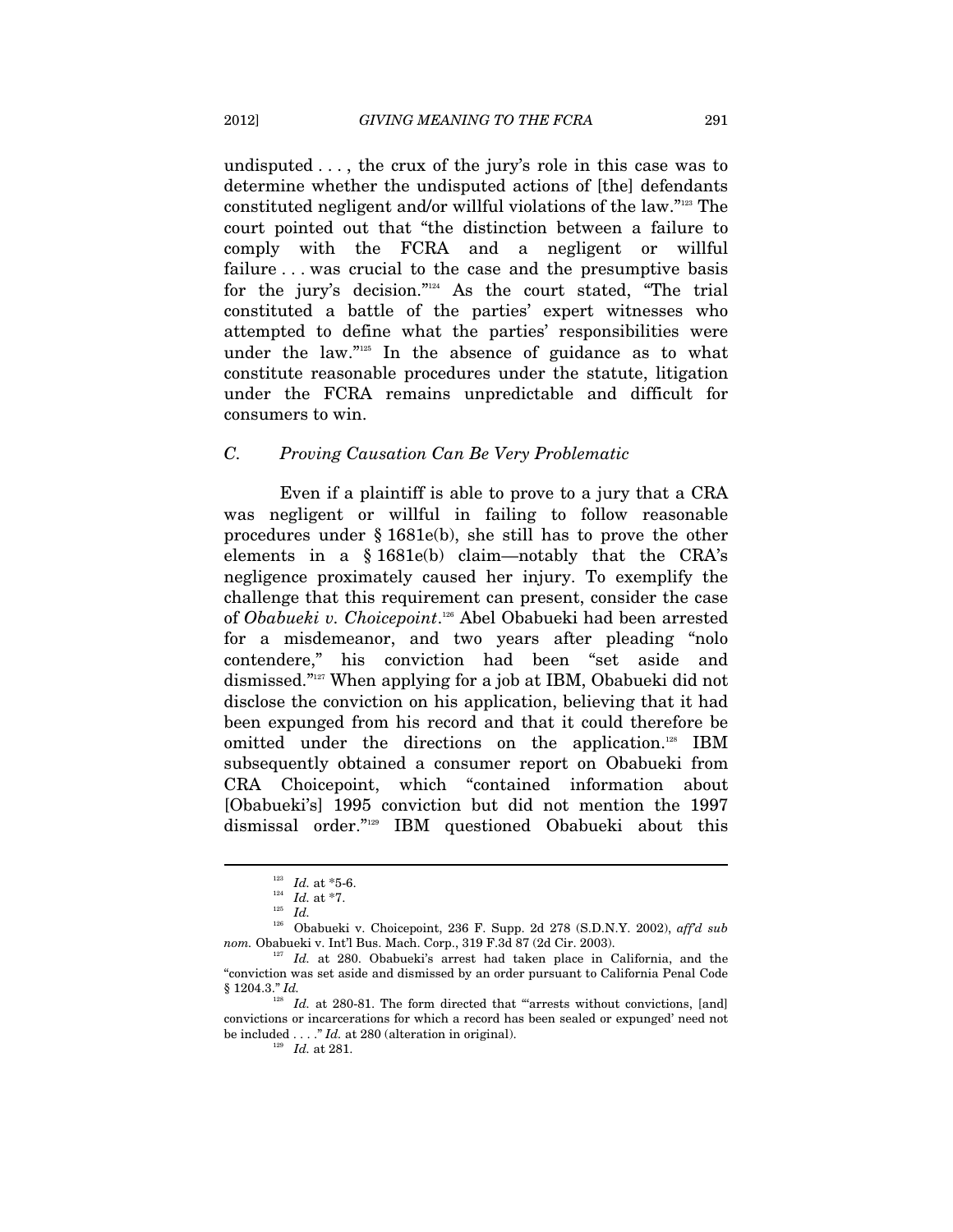undisputed . . . , the crux of the jury's role in this case was to determine whether the undisputed actions of [the] defendants constituted negligent and/or willful violations of the law."[123] The court pointed out that "the distinction between a failure to comply with the FCRA and a negligent or willful failure . . . was crucial to the case and the presumptive basis for the jury's decision."[124] As the court stated, "The trial constituted a battle of the parties' expert witnesses who attempted to define what the parties' responsibilities were under the law."[125] In the absence of guidance as to what constitute reasonable procedures under the statute, litigation under the FCRA remains unpredictable and difficult for consumers to win.

### C. *Proving Causation Can Be Very Problematic*

Even if a plaintiff is able to prove to a jury that a CRA was negligent or willful in failing to follow reasonable procedures under § 1681e(b), she still has to prove the other elements in a § 1681e(b) claim—notably that the CRA's negligence proximately caused her injury. To exemplify the challenge that this requirement can present, consider the case of *Obabueki v. Choicepoint*.[126] Abel Obabueki had been arrested for a misdemeanor, and two years after pleading "nolo contendere," his conviction had been "set aside and dismissed."[127] When applying for a job at IBM, Obabueki did not disclose the conviction on his application, believing that it had been expunged from his record and that it could therefore be omitted under the directions on the application.[128] IBM subsequently obtained a consumer report on Obabueki from CRA Choicepoint, which "contained information about [Obabueki's] 1995 conviction but did not mention the 1997 dismissal order."[129] IBM questioned Obabueki about this

---

[123] *Id.* at \*5-6.

[124] *Id.* at \*7.

[125] *Id.*

[126] Obabueki v. Choicepoint, 236 F. Supp. 2d 278 (S.D.N.Y. 2002), *aff'd sub nom.* Obabueki v. Int'l Bus. Mach. Corp., 319 F.3d 87 (2d Cir. 2003).

[127] *Id.* at 280. Obabueki's arrest had taken place in California, and the "conviction was set aside and dismissed by an order pursuant to California Penal Code § 1204.3." *Id.*

[128] *Id.* at 280-81. The form directed that "'arrests without convictions, [and] convictions or incarcerations for which a record has been sealed or expunged' need not be included . . . ." *Id.* at 280 (alteration in original).

[129] *Id.* at 281.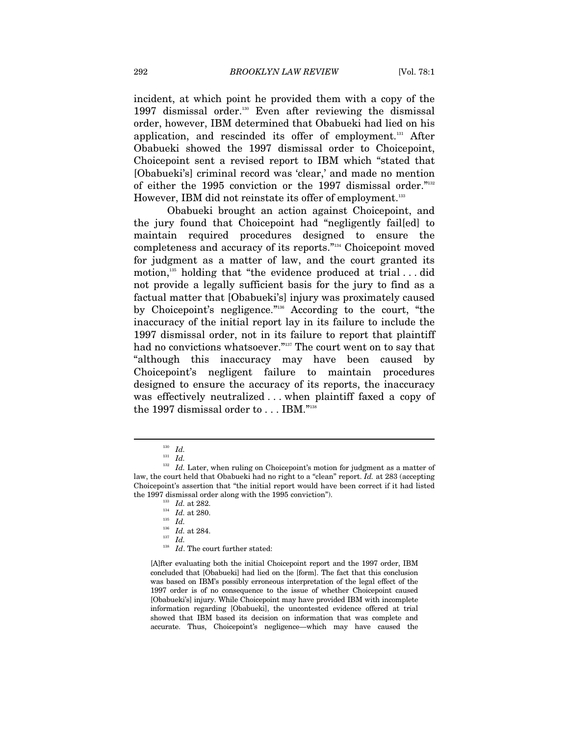incident, at which point he provided them with a copy of the 1997 dismissal order.[130] Even after reviewing the dismissal order, however, IBM determined that Obabueki had lied on his application, and rescinded its offer of employment.[131] After Obabueki showed the 1997 dismissal order to Choicepoint, Choicepoint sent a revised report to IBM which "stated that [Obabueki's] criminal record was 'clear,' and made no mention of either the 1995 conviction or the 1997 dismissal order."[132] However, IBM did not reinstate its offer of employment.[133]

Obabueki brought an action against Choicepoint, and the jury found that Choicepoint had "negligently fail[ed] to maintain required procedures designed to ensure the completeness and accuracy of its reports."[134] Choicepoint moved for judgment as a matter of law, and the court granted its motion,[135] holding that "the evidence produced at trial . . . did not provide a legally sufficient basis for the jury to find as a factual matter that [Obabueki's] injury was proximately caused by Choicepoint's negligence."[136] According to the court, "the inaccuracy of the initial report lay in its failure to include the 1997 dismissal order, not in its failure to report that plaintiff had no convictions whatsoever."[137] The court went on to say that "although this inaccuracy may have been caused by Choicepoint's negligent failure to maintain procedures designed to ensure the accuracy of its reports, the inaccuracy was effectively neutralized . . . when plaintiff faxed a copy of the 1997 dismissal order to . . . IBM."[138]

---

[130] *Id.*

[131] *Id.*

[132] *Id.* Later, when ruling on Choicepoint's motion for judgment as a matter of law, the court held that Obabueki had no right to a "clean" report. *Id.* at 283 (accepting Choicepoint's assertion that "the initial report would have been correct if it had listed the 1997 dismissal order along with the 1995 conviction").

[133] *Id.* at 282.

[134] *Id.* at 280.

[135] *Id.*

[136] *Id.* at 284.

[137] *Id.*

[138] *Id*. The court further stated:

> [A]fter evaluating both the initial Choicepoint report and the 1997 order, IBM concluded that [Obabueki] had lied on the [form]. The fact that this conclusion was based on IBM's possibly erroneous interpretation of the legal effect of the 1997 order is of no consequence to the issue of whether Choicepoint caused [Obabueki's] injury. While Choicepoint may have provided IBM with incomplete information regarding [Obabueki], the uncontested evidence offered at trial showed that IBM based its decision on information that was complete and accurate. Thus, Choicepoint's negligence—which may have caused the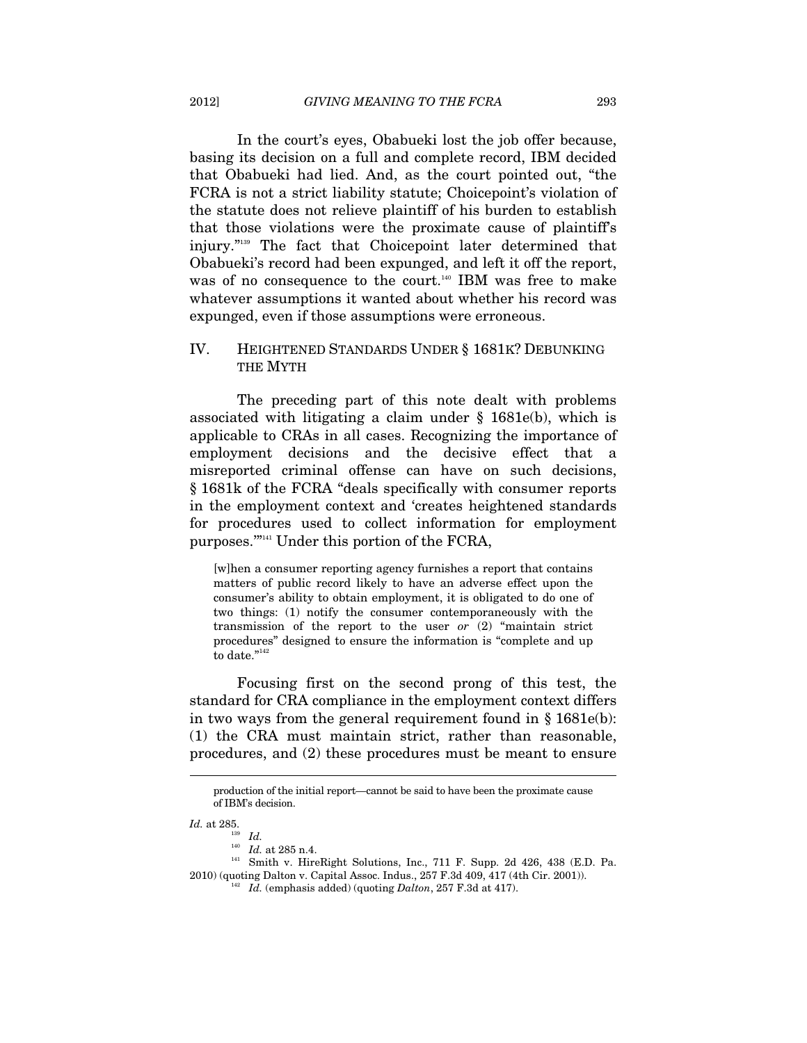In the court's eyes, Obabueki lost the job offer because, basing its decision on a full and complete record, IBM decided that Obabueki had lied. And, as the court pointed out, "the FCRA is not a strict liability statute; Choicepoint's violation of the statute does not relieve plaintiff of his burden to establish that those violations were the proximate cause of plaintiff's injury."[139] The fact that Choicepoint later determined that Obabueki's record had been expunged, and left it off the report, was of no consequence to the court.[140] IBM was free to make whatever assumptions it wanted about whether his record was expunged, even if those assumptions were erroneous.

## IV. HEIGHTENED STANDARDS UNDER § 1681K? DEBUNKING THE MYTH

The preceding part of this note dealt with problems associated with litigating a claim under § 1681e(b), which is applicable to CRAs in all cases. Recognizing the importance of employment decisions and the decisive effect that a misreported criminal offense can have on such decisions, § 1681k of the FCRA "deals specifically with consumer reports in the employment context and 'creates heightened standards for procedures used to collect information for employment purposes.'"[141] Under this portion of the FCRA,

> [w]hen a consumer reporting agency furnishes a report that contains matters of public record likely to have an adverse effect upon the consumer's ability to obtain employment, it is obligated to do one of two things: (1) notify the consumer contemporaneously with the transmission of the report to the user *or* (2) "maintain strict procedures" designed to ensure the information is "complete and up to date."[142]

Focusing first on the second prong of this test, the standard for CRA compliance in the employment context differs in two ways from the general requirement found in § 1681e(b): (1) the CRA must maintain strict, rather than reasonable, procedures, and (2) these procedures must be meant to ensure

---

production of the initial report—cannot be said to have been the proximate cause of IBM's decision.

*Id.* at 285.

[139] *Id.*

[140] *Id.* at 285 n.4.

[141] Smith v. HireRight Solutions, Inc., 711 F. Supp. 2d 426, 438 (E.D. Pa. 2010) (quoting Dalton v. Capital Assoc. Indus., 257 F.3d 409, 417 (4th Cir. 2001)).

[142] *Id.* (emphasis added) (quoting *Dalton*, 257 F.3d at 417).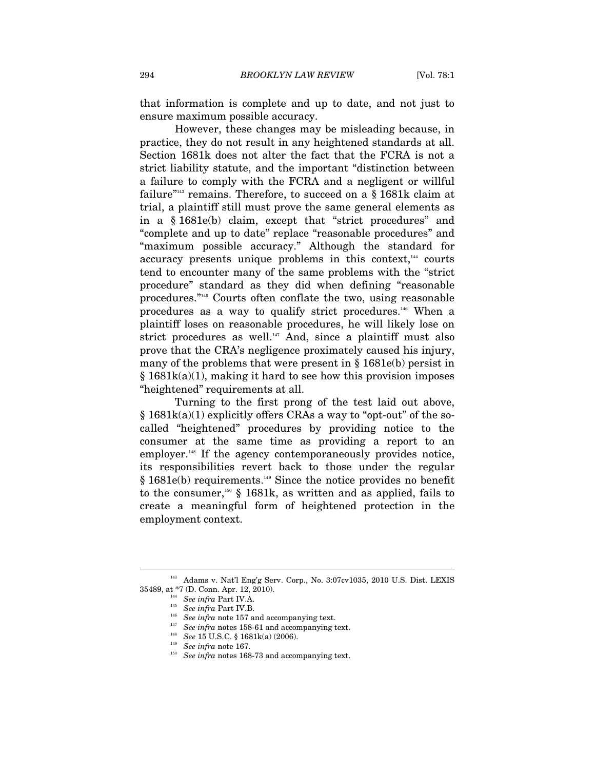that information is complete and up to date, and not just to ensure maximum possible accuracy.

However, these changes may be misleading because, in practice, they do not result in any heightened standards at all. Section 1681k does not alter the fact that the FCRA is not a strict liability statute, and the important "distinction between a failure to comply with the FCRA and a negligent or willful failure"[143] remains. Therefore, to succeed on a § 1681k claim at trial, a plaintiff still must prove the same general elements as in a § 1681e(b) claim, except that "strict procedures" and "complete and up to date" replace "reasonable procedures" and "maximum possible accuracy." Although the standard for accuracy presents unique problems in this context,[144] courts tend to encounter many of the same problems with the "strict procedure" standard as they did when defining "reasonable procedures."[145] Courts often conflate the two, using reasonable procedures as a way to qualify strict procedures.[146] When a plaintiff loses on reasonable procedures, he will likely lose on strict procedures as well.[147] And, since a plaintiff must also prove that the CRA's negligence proximately caused his injury, many of the problems that were present in § 1681e(b) persist in § 1681k(a)(1), making it hard to see how this provision imposes "heightened" requirements at all.

Turning to the first prong of the test laid out above, § 1681k(a)(1) explicitly offers CRAs a way to "opt-out" of the so-called "heightened" procedures by providing notice to the consumer at the same time as providing a report to an employer.[148] If the agency contemporaneously provides notice, its responsibilities revert back to those under the regular § 1681e(b) requirements.[149] Since the notice provides no benefit to the consumer,[150] § 1681k, as written and as applied, fails to create a meaningful form of heightened protection in the employment context.

---

[143] Adams v. Nat'l Eng'g Serv. Corp., No. 3:07cv1035, 2010 U.S. Dist. LEXIS 35489, at *7 (D. Conn. Apr. 12, 2010).

[144] *See infra* Part IV.A.

[145] *See infra* Part IV.B.

[146] *See infra* note 157 and accompanying text.

[147] *See infra* notes 158-61 and accompanying text.

[148] *See* 15 U.S.C. § 1681k(a) (2006).

[149] *See infra* note 167.

[150] *See infra* notes 168-73 and accompanying text.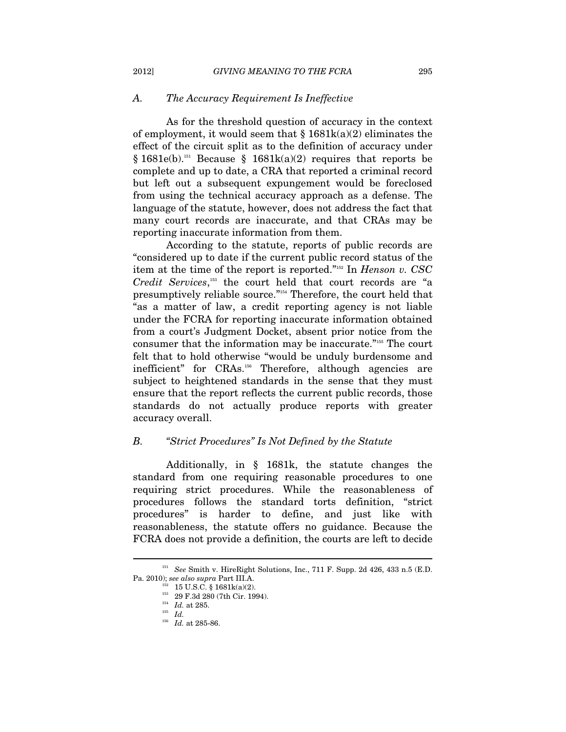### A. *The Accuracy Requirement Is Ineffective*

As for the threshold question of accuracy in the context of employment, it would seem that § 1681k(a)(2) eliminates the effect of the circuit split as to the definition of accuracy under § 1681e(b).[151] Because § 1681k(a)(2) requires that reports be complete and up to date, a CRA that reported a criminal record but left out a subsequent expungement would be foreclosed from using the technical accuracy approach as a defense. The language of the statute, however, does not address the fact that many court records are inaccurate, and that CRAs may be reporting inaccurate information from them.

According to the statute, reports of public records are "considered up to date if the current public record status of the item at the time of the report is reported."[152] In *Henson v. CSC Credit Services*,[153] the court held that court records are "a presumptively reliable source."[154] Therefore, the court held that "as a matter of law, a credit reporting agency is not liable under the FCRA for reporting inaccurate information obtained from a court's Judgment Docket, absent prior notice from the consumer that the information may be inaccurate."[155] The court felt that to hold otherwise "would be unduly burdensome and inefficient" for CRAs.[156] Therefore, although agencies are subject to heightened standards in the sense that they must ensure that the report reflects the current public records, those standards do not actually produce reports with greater accuracy overall.

### B. *"Strict Procedures" Is Not Defined by the Statute*

Additionally, in § 1681k, the statute changes the standard from one requiring reasonable procedures to one requiring strict procedures. While the reasonableness of procedures follows the standard torts definition, "strict procedures" is harder to define, and just like with reasonableness, the statute offers no guidance. Because the FCRA does not provide a definition, the courts are left to decide

---

[151] *See* Smith v. HireRight Solutions, Inc., 711 F. Supp. 2d 426, 433 n.5 (E.D. Pa. 2010); *see also supra* Part III.A.

[152] 15 U.S.C. § 1681k(a)(2).

[153] 29 F.3d 280 (7th Cir. 1994).

[154] *Id.* at 285.

[155] *Id.*

[156] *Id.* at 285-86.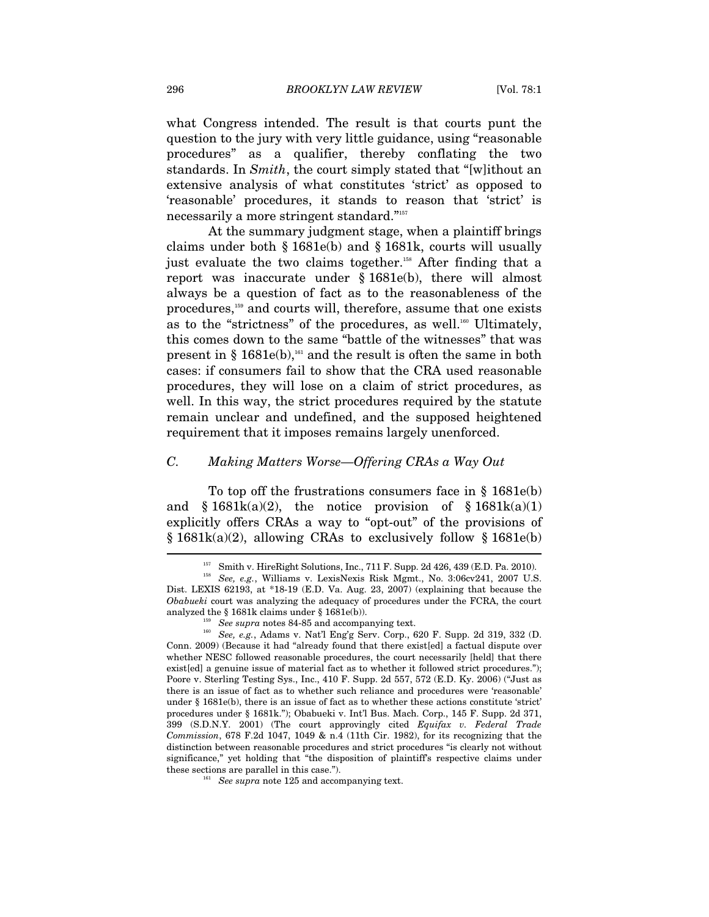what Congress intended. The result is that courts punt the question to the jury with very little guidance, using "reasonable procedures" as a qualifier, thereby conflating the two standards. In *Smith*, the court simply stated that "[w]ithout an extensive analysis of what constitutes 'strict' as opposed to 'reasonable' procedures, it stands to reason that 'strict' is necessarily a more stringent standard."[157]

At the summary judgment stage, when a plaintiff brings claims under both § 1681e(b) and § 1681k, courts will usually just evaluate the two claims together.[158] After finding that a report was inaccurate under § 1681e(b), there will almost always be a question of fact as to the reasonableness of the procedures,[159] and courts will, therefore, assume that one exists as to the "strictness" of the procedures, as well.[160] Ultimately, this comes down to the same "battle of the witnesses" that was present in § 1681e(b),[161] and the result is often the same in both cases: if consumers fail to show that the CRA used reasonable procedures, they will lose on a claim of strict procedures, as well. In this way, the strict procedures required by the statute remain unclear and undefined, and the supposed heightened requirement that it imposes remains largely unenforced.

### *C. Making Matters Worse—Offering CRAs a Way Out*

To top off the frustrations consumers face in § 1681e(b) and § 1681k(a)(2), the notice provision of § 1681k(a)(1) explicitly offers CRAs a way to "opt-out" of the provisions of § 1681k(a)(2), allowing CRAs to exclusively follow § 1681e(b)

---

[157] Smith v. HireRight Solutions, Inc., 711 F. Supp. 2d 426, 439 (E.D. Pa. 2010).

[158] *See, e.g.*, Williams v. LexisNexis Risk Mgmt., No. 3:06cv241, 2007 U.S. Dist. LEXIS 62193, at *18-19 (E.D. Va. Aug. 23, 2007) (explaining that because the *Obabueki* court was analyzing the adequacy of procedures under the FCRA, the court analyzed the § 1681k claims under § 1681e(b)).

[159] *See supra* notes 84-85 and accompanying text.

[160] *See, e.g.*, Adams v. Nat'l Eng'g Serv. Corp., 620 F. Supp. 2d 319, 332 (D. Conn. 2009) (Because it had "already found that there exist[ed] a factual dispute over whether NESC followed reasonable procedures, the court necessarily [held] that there exist[ed] a genuine issue of material fact as to whether it followed strict procedures."); Poore v. Sterling Testing Sys., Inc., 410 F. Supp. 2d 557, 572 (E.D. Ky. 2006) ("Just as there is an issue of fact as to whether such reliance and procedures were 'reasonable' under § 1681e(b), there is an issue of fact as to whether these actions constitute 'strict' procedures under § 1681k."); Obabueki v. Int'l Bus. Mach. Corp., 145 F. Supp. 2d 371, 399 (S.D.N.Y. 2001) (The court approvingly cited *Equifax v. Federal Trade Commission*, 678 F.2d 1047, 1049 & n.4 (11th Cir. 1982), for its recognizing that the distinction between reasonable procedures and strict procedures "is clearly not without significance," yet holding that "the disposition of plaintiff's respective claims under these sections are parallel in this case.").

[161] *See supra* note 125 and accompanying text.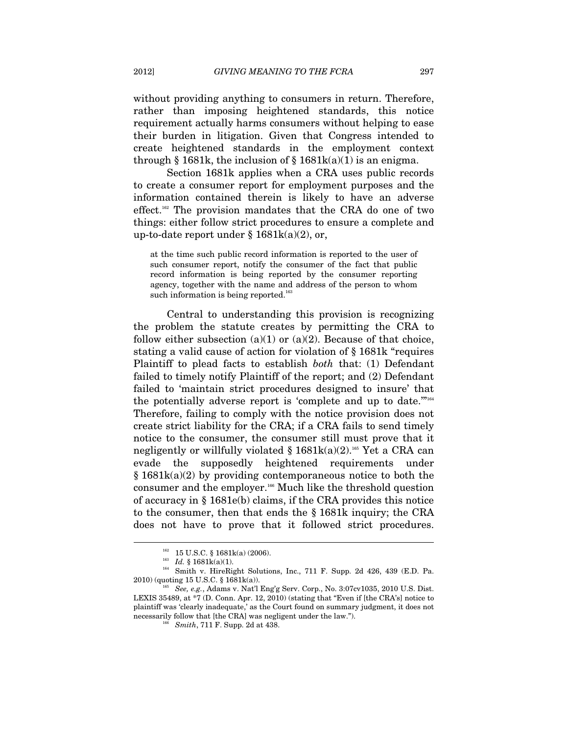without providing anything to consumers in return. Therefore, rather than imposing heightened standards, this notice requirement actually harms consumers without helping to ease their burden in litigation. Given that Congress intended to create heightened standards in the employment context through § 1681k, the inclusion of § 1681k(a)(1) is an enigma.

Section 1681k applies when a CRA uses public records to create a consumer report for employment purposes and the information contained therein is likely to have an adverse effect.[162] The provision mandates that the CRA do one of two things: either follow strict procedures to ensure a complete and up-to-date report under § 1681k(a)(2), or,

> at the time such public record information is reported to the user of such consumer report, notify the consumer of the fact that public record information is being reported by the consumer reporting agency, together with the name and address of the person to whom such information is being reported.[163]

Central to understanding this provision is recognizing the problem the statute creates by permitting the CRA to follow either subsection (a)(1) or (a)(2). Because of that choice, stating a valid cause of action for violation of § 1681k "requires Plaintiff to plead facts to establish *both* that: (1) Defendant failed to timely notify Plaintiff of the report; and (2) Defendant failed to 'maintain strict procedures designed to insure' that the potentially adverse report is 'complete and up to date.'"[164] Therefore, failing to comply with the notice provision does not create strict liability for the CRA; if a CRA fails to send timely notice to the consumer, the consumer still must prove that it negligently or willfully violated § 1681k(a)(2).[165] Yet a CRA can evade the supposedly heightened requirements under § 1681k(a)(2) by providing contemporaneous notice to both the consumer and the employer.[166] Much like the threshold question of accuracy in § 1681e(b) claims, if the CRA provides this notice to the consumer, then that ends the § 1681k inquiry; the CRA does not have to prove that it followed strict procedures.

---

[162] 15 U.S.C. § 1681k(a) (2006).

[163] *Id.* § 1681k(a)(1).

[164] Smith v. HireRight Solutions, Inc., 711 F. Supp. 2d 426, 439 (E.D. Pa. 2010) (quoting 15 U.S.C. § 1681k(a)).

[165] *See, e.g.*, Adams v. Nat'l Eng'g Serv. Corp., No. 3:07cv1035, 2010 U.S. Dist. LEXIS 35489, at *7 (D. Conn. Apr. 12, 2010) (stating that "Even if [the CRA's] notice to plaintiff was 'clearly inadequate,' as the Court found on summary judgment, it does not necessarily follow that [the CRA] was negligent under the law.").

[166] *Smith*, 711 F. Supp. 2d at 438.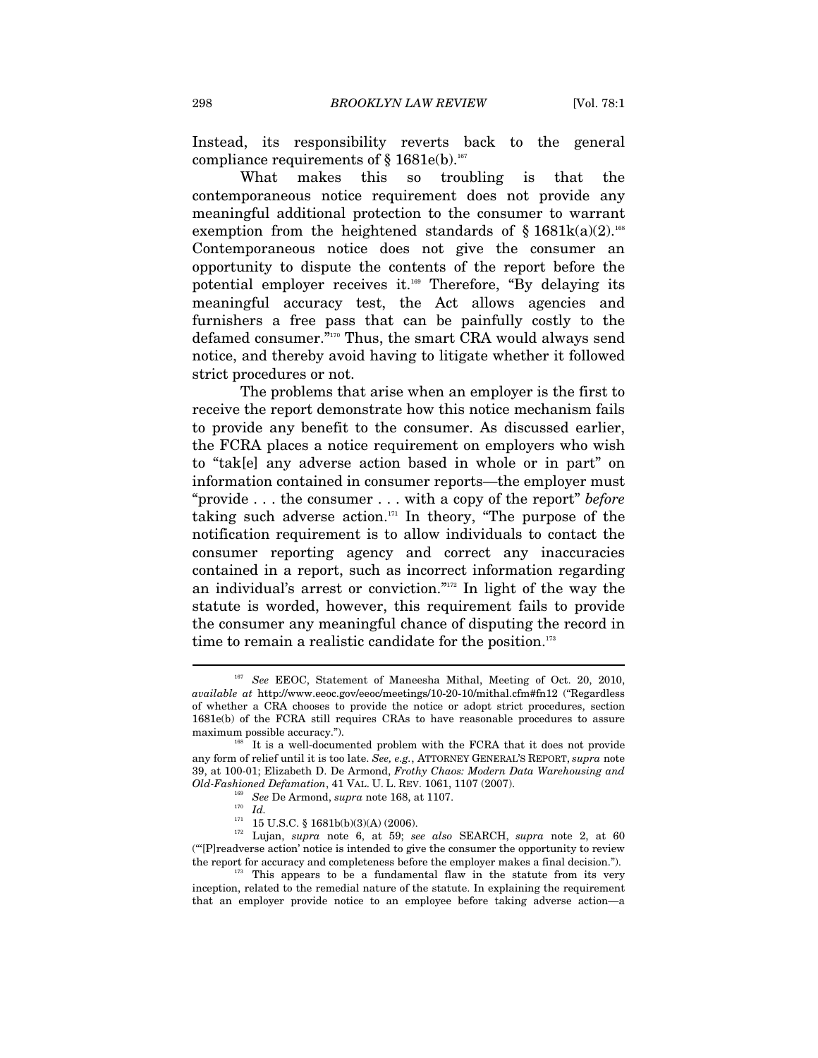Instead, its responsibility reverts back to the general compliance requirements of § 1681e(b).[167]

What makes this so troubling is that the contemporaneous notice requirement does not provide any meaningful additional protection to the consumer to warrant exemption from the heightened standards of § 1681k(a)(2).[168] Contemporaneous notice does not give the consumer an opportunity to dispute the contents of the report before the potential employer receives it.[169] Therefore, "By delaying its meaningful accuracy test, the Act allows agencies and furnishers a free pass that can be painfully costly to the defamed consumer."[170] Thus, the smart CRA would always send notice, and thereby avoid having to litigate whether it followed strict procedures or not.

The problems that arise when an employer is the first to receive the report demonstrate how this notice mechanism fails to provide any benefit to the consumer. As discussed earlier, the FCRA places a notice requirement on employers who wish to "tak[e] any adverse action based in whole or in part" on information contained in consumer reports—the employer must "provide . . . the consumer . . . with a copy of the report" *before* taking such adverse action.[171] In theory, "The purpose of the notification requirement is to allow individuals to contact the consumer reporting agency and correct any inaccuracies contained in a report, such as incorrect information regarding an individual's arrest or conviction."[172] In light of the way the statute is worded, however, this requirement fails to provide the consumer any meaningful chance of disputing the record in time to remain a realistic candidate for the position.[173]

---

[167] *See* EEOC, Statement of Maneesha Mithal, Meeting of Oct. 20, 2010, *available at* http://www.eeoc.gov/eeoc/meetings/10-20-10/mithal.cfm#fn12 ("Regardless of whether a CRA chooses to provide the notice or adopt strict procedures, section 1681e(b) of the FCRA still requires CRAs to have reasonable procedures to assure maximum possible accuracy.").

[168] It is a well-documented problem with the FCRA that it does not provide any form of relief until it is too late. *See, e.g.*, ATTORNEY GENERAL'S REPORT, *supra* note 39, at 100-01; Elizabeth D. De Armond, *Frothy Chaos: Modern Data Warehousing and Old-Fashioned Defamation*, 41 VAL. U. L. REV. 1061, 1107 (2007).

[169] *See* De Armond, *supra* note 168, at 1107.

[170] *Id.*

[171] 15 U.S.C. § 1681b(b)(3)(A) (2006).

[172] Lujan, *supra* note 6, at 59; *see also* SEARCH, *supra* note 2, at 60 ("'[P]readverse action' notice is intended to give the consumer the opportunity to review the report for accuracy and completeness before the employer makes a final decision.").

[173] This appears to be a fundamental flaw in the statute from its very inception, related to the remedial nature of the statute. In explaining the requirement that an employer provide notice to an employee before taking adverse action—a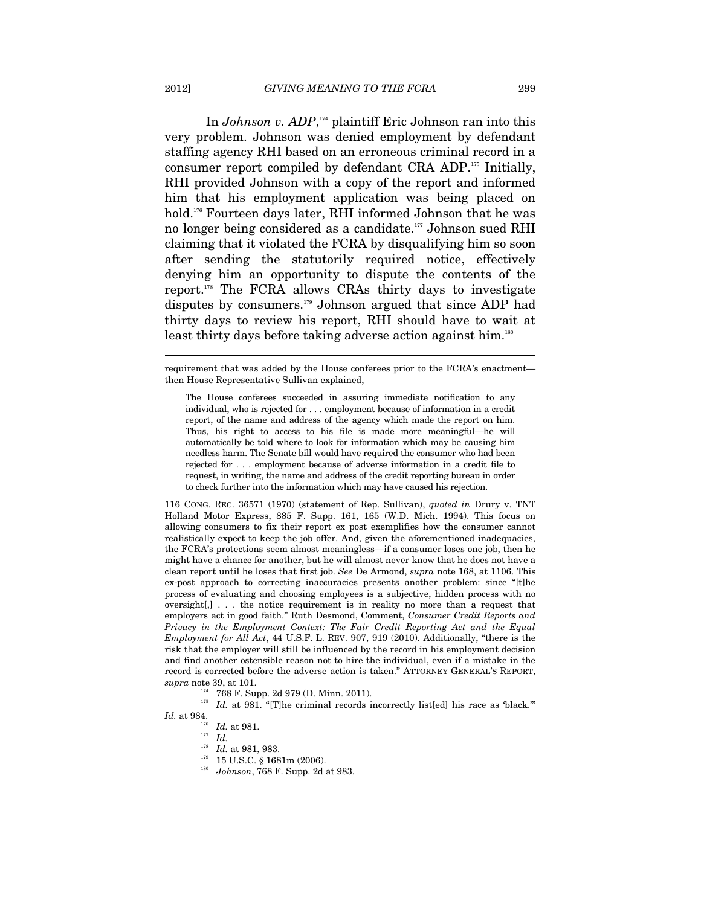In *Johnson v. ADP*,[174] plaintiff Eric Johnson ran into this very problem. Johnson was denied employment by defendant staffing agency RHI based on an erroneous criminal record in a consumer report compiled by defendant CRA ADP.[175] Initially, RHI provided Johnson with a copy of the report and informed him that his employment application was being placed on hold.[176] Fourteen days later, RHI informed Johnson that he was no longer being considered as a candidate.[177] Johnson sued RHI claiming that it violated the FCRA by disqualifying him so soon after sending the statutorily required notice, effectively denying him an opportunity to dispute the contents of the report.[178] The FCRA allows CRAs thirty days to investigate disputes by consumers.[179] Johnson argued that since ADP had thirty days to review his report, RHI should have to wait at least thirty days before taking adverse action against him.[180]

---

requirement that was added by the House conferees prior to the FCRA's enactment—then House Representative Sullivan explained,

> The House conferees succeeded in assuring immediate notification to any individual, who is rejected for . . . employment because of information in a credit report, of the name and address of the agency which made the report on him. Thus, his right to access to his file is made more meaningful—he will automatically be told where to look for information which may be causing him needless harm. The Senate bill would have required the consumer who had been rejected for . . . employment because of adverse information in a credit file to request, in writing, the name and address of the credit reporting bureau in order to check further into the information which may have caused his rejection.

116 CONG. REC. 36571 (1970) (statement of Rep. Sullivan), *quoted in* Drury v. TNT Holland Motor Express, 885 F. Supp. 161, 165 (W.D. Mich. 1994). This focus on allowing consumers to fix their report ex post exemplifies how the consumer cannot realistically expect to keep the job offer. And, given the aforementioned inadequacies, the FCRA's protections seem almost meaningless—if a consumer loses one job, then he might have a chance for another, but he will almost never know that he does not have a clean report until he loses that first job. *See* De Armond, *supra* note 168, at 1106. This ex-post approach to correcting inaccuracies presents another problem: since "[t]he process of evaluating and choosing employees is a subjective, hidden process with no oversight[,] . . . the notice requirement is in reality no more than a request that employers act in good faith." Ruth Desmond, Comment, *Consumer Credit Reports and Privacy in the Employment Context: The Fair Credit Reporting Act and the Equal Employment for All Act*, 44 U.S.F. L. REV. 907, 919 (2010). Additionally, "there is the risk that the employer will still be influenced by the record in his employment decision and find another ostensible reason not to hire the individual, even if a mistake in the record is corrected before the adverse action is taken." ATTORNEY GENERAL'S REPORT, *supra* note 39, at 101.

[174] 768 F. Supp. 2d 979 (D. Minn. 2011).

[175] *Id.* at 981. "[T]he criminal records incorrectly list[ed] his race as 'black.'" *Id.* at 984.

[176] *Id.* at 981.

[177] *Id.*

[178] *Id.* at 981, 983.

[179] 15 U.S.C. § 1681m (2006).

[180] *Johnson*, 768 F. Supp. 2d at 983.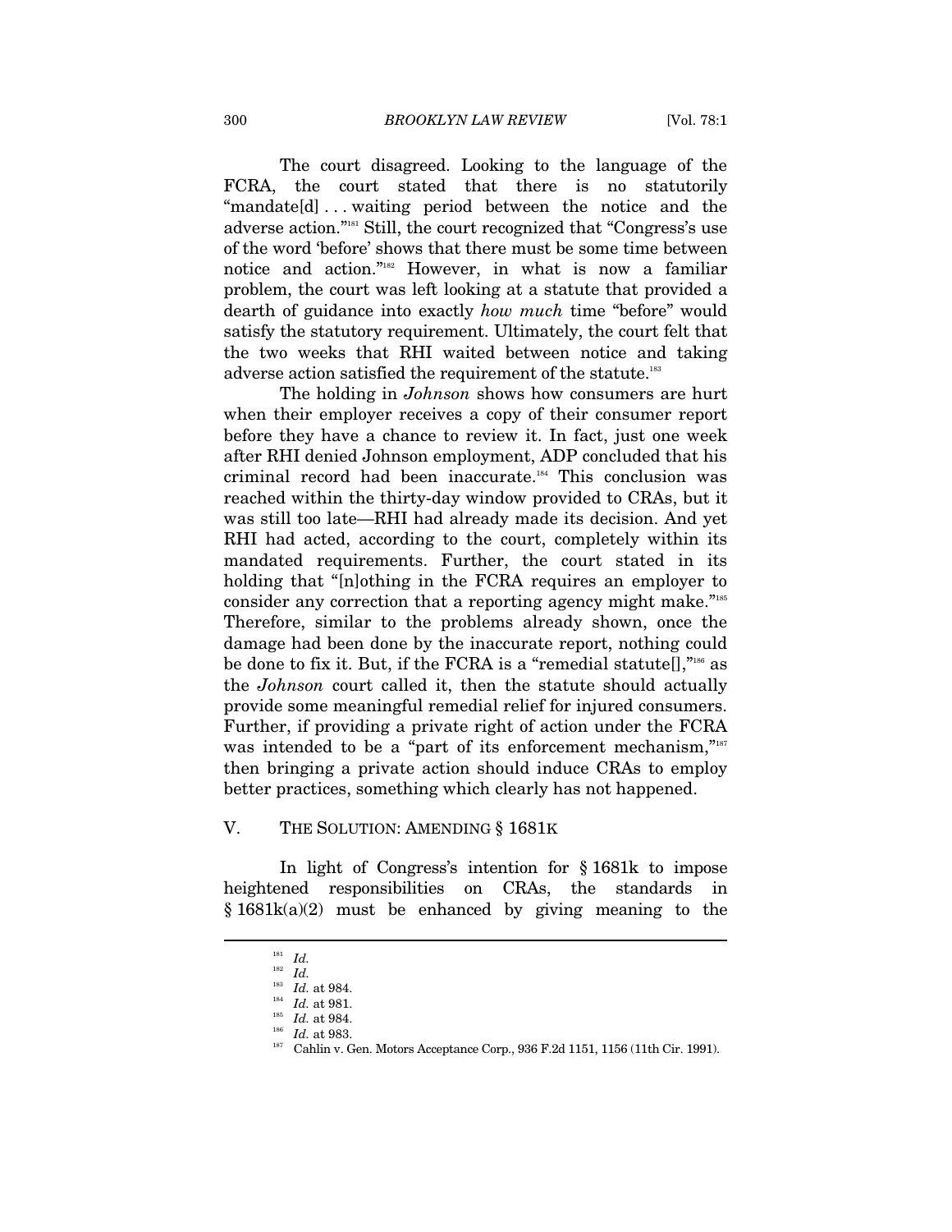The court disagreed. Looking to the language of the FCRA, the court stated that there is no statutorily "mandate[d] . . . waiting period between the notice and the adverse action."[181] Still, the court recognized that "Congress's use of the word 'before' shows that there must be some time between notice and action."[182] However, in what is now a familiar problem, the court was left looking at a statute that provided a dearth of guidance into exactly *how much* time "before" would satisfy the statutory requirement. Ultimately, the court felt that the two weeks that RHI waited between notice and taking adverse action satisfied the requirement of the statute.[183]

The holding in *Johnson* shows how consumers are hurt when their employer receives a copy of their consumer report before they have a chance to review it. In fact, just one week after RHI denied Johnson employment, ADP concluded that his criminal record had been inaccurate.[184] This conclusion was reached within the thirty-day window provided to CRAs, but it was still too late—RHI had already made its decision. And yet RHI had acted, according to the court, completely within its mandated requirements. Further, the court stated in its holding that "[n]othing in the FCRA requires an employer to consider any correction that a reporting agency might make."[185] Therefore, similar to the problems already shown, once the damage had been done by the inaccurate report, nothing could be done to fix it. But, if the FCRA is a "remedial statute[],"[186] as the *Johnson* court called it, then the statute should actually provide some meaningful remedial relief for injured consumers. Further, if providing a private right of action under the FCRA was intended to be a "part of its enforcement mechanism,"[187] then bringing a private action should induce CRAs to employ better practices, something which clearly has not happened.

## V. THE SOLUTION: AMENDING § 1681K

In light of Congress's intention for § 1681k to impose heightened responsibilities on CRAs, the standards in § 1681k(a)(2) must be enhanced by giving meaning to the

---

[181] *Id.*

[182] *Id.*

[183] *Id.* at 984.

[184] *Id.* at 981.

[185] *Id.* at 984.

[186] *Id.* at 983.

[187] Cahlin v. Gen. Motors Acceptance Corp., 936 F.2d 1151, 1156 (11th Cir. 1991).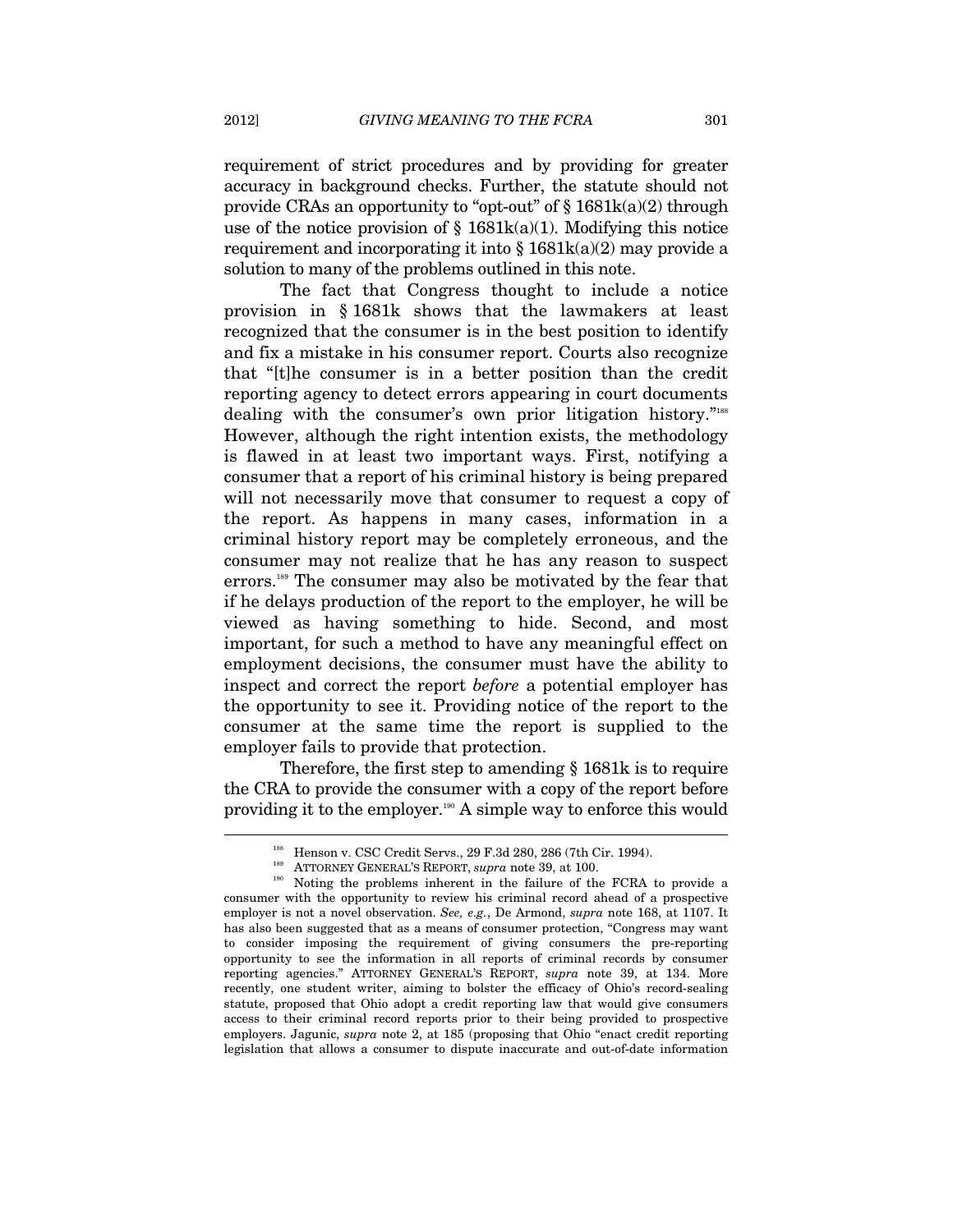requirement of strict procedures and by providing for greater accuracy in background checks. Further, the statute should not provide CRAs an opportunity to "opt-out" of § 1681k(a)(2) through use of the notice provision of § 1681k(a)(1). Modifying this notice requirement and incorporating it into § 1681k(a)(2) may provide a solution to many of the problems outlined in this note.

The fact that Congress thought to include a notice provision in § 1681k shows that the lawmakers at least recognized that the consumer is in the best position to identify and fix a mistake in his consumer report. Courts also recognize that "[t]he consumer is in a better position than the credit reporting agency to detect errors appearing in court documents dealing with the consumer's own prior litigation history."[188] However, although the right intention exists, the methodology is flawed in at least two important ways. First, notifying a consumer that a report of his criminal history is being prepared will not necessarily move that consumer to request a copy of the report. As happens in many cases, information in a criminal history report may be completely erroneous, and the consumer may not realize that he has any reason to suspect errors.[189] The consumer may also be motivated by the fear that if he delays production of the report to the employer, he will be viewed as having something to hide. Second, and most important, for such a method to have any meaningful effect on employment decisions, the consumer must have the ability to inspect and correct the report *before* a potential employer has the opportunity to see it. Providing notice of the report to the consumer at the same time the report is supplied to the employer fails to provide that protection.

Therefore, the first step to amending § 1681k is to require the CRA to provide the consumer with a copy of the report before providing it to the employer.[190] A simple way to enforce this would

---

[188] Henson v. CSC Credit Servs., 29 F.3d 280, 286 (7th Cir. 1994).

[189] ATTORNEY GENERAL'S REPORT, *supra* note 39, at 100.

[190] Noting the problems inherent in the failure of the FCRA to provide a consumer with the opportunity to review his criminal record ahead of a prospective employer is not a novel observation. *See, e.g.*, De Armond, *supra* note 168, at 1107. It has also been suggested that as a means of consumer protection, "Congress may want to consider imposing the requirement of giving consumers the pre-reporting opportunity to see the information in all reports of criminal records by consumer reporting agencies." ATTORNEY GENERAL'S REPORT, *supra* note 39, at 134. More recently, one student writer, aiming to bolster the efficacy of Ohio's record-sealing statute, proposed that Ohio adopt a credit reporting law that would give consumers access to their criminal record reports prior to their being provided to prospective employers. Jagunic, *supra* note 2, at 185 (proposing that Ohio "enact credit reporting legislation that allows a consumer to dispute inaccurate and out-of-date information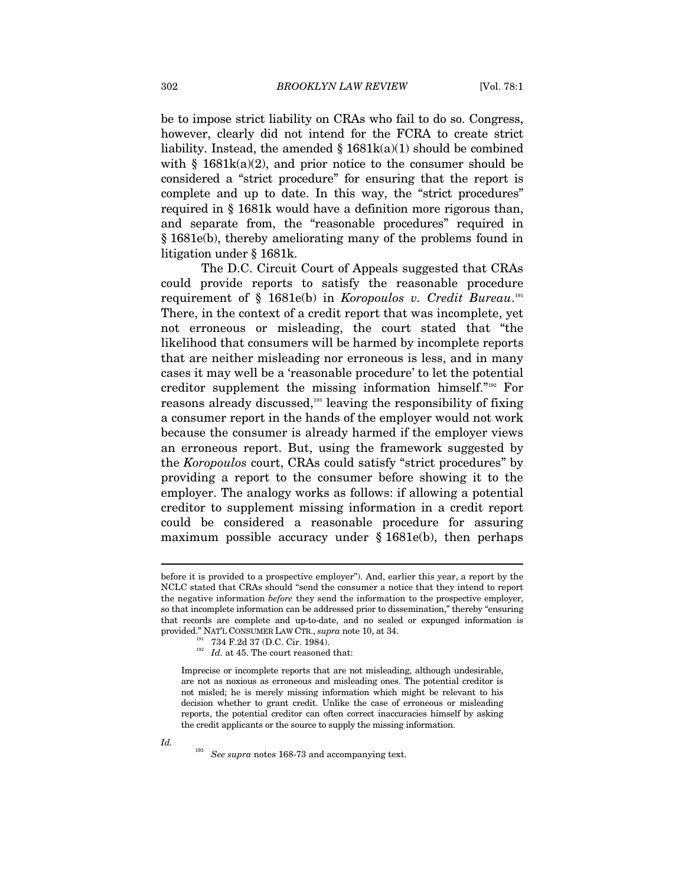be to impose strict liability on CRAs who fail to do so. Congress, however, clearly did not intend for the FCRA to create strict liability. Instead, the amended § 1681k(a)(1) should be combined with § 1681k(a)(2), and prior notice to the consumer should be considered a "strict procedure" for ensuring that the report is complete and up to date. In this way, the "strict procedures" required in § 1681k would have a definition more rigorous than, and separate from, the "reasonable procedures" required in § 1681e(b), thereby ameliorating many of the problems found in litigation under § 1681k.

The D.C. Circuit Court of Appeals suggested that CRAs could provide reports to satisfy the reasonable procedure requirement of § 1681e(b) in *Koropoulos v. Credit Bureau*.[191] There, in the context of a credit report that was incomplete, yet not erroneous or misleading, the court stated that "the likelihood that consumers will be harmed by incomplete reports that are neither misleading nor erroneous is less, and in many cases it may well be a 'reasonable procedure' to let the potential creditor supplement the missing information himself."[192] For reasons already discussed,[193] leaving the responsibility of fixing a consumer report in the hands of the employer would not work because the consumer is already harmed if the employer views an erroneous report. But, using the framework suggested by the *Koropoulos* court, CRAs could satisfy "strict procedures" by providing a report to the consumer before showing it to the employer. The analogy works as follows: if allowing a potential creditor to supplement missing information in a credit report could be considered a reasonable procedure for assuring maximum possible accuracy under § 1681e(b), then perhaps

---

before it is provided to a prospective employer"). And, earlier this year, a report by the NCLC stated that CRAs should "send the consumer a notice that they intend to report the negative information *before* they send the information to the prospective employer, so that incomplete information can be addressed prior to dissemination," thereby "ensuring that records are complete and up-to-date, and no sealed or expunged information is provided." NAT'L CONSUMER LAW CTR., *supra* note 10, at 34.

[191] 734 F.2d 37 (D.C. Cir. 1984).

[192] *Id.* at 45. The court reasoned that:

> Imprecise or incomplete reports that are not misleading, although undesirable, are not as noxious as erroneous and misleading ones. The potential creditor is not misled; he is merely missing information which might be relevant to his decision whether to grant credit. Unlike the case of erroneous or misleading reports, the potential creditor can often correct inaccuracies himself by asking the credit applicants or the source to supply the missing information.

*Id.*

[193] *See supra* notes 168-73 and accompanying text.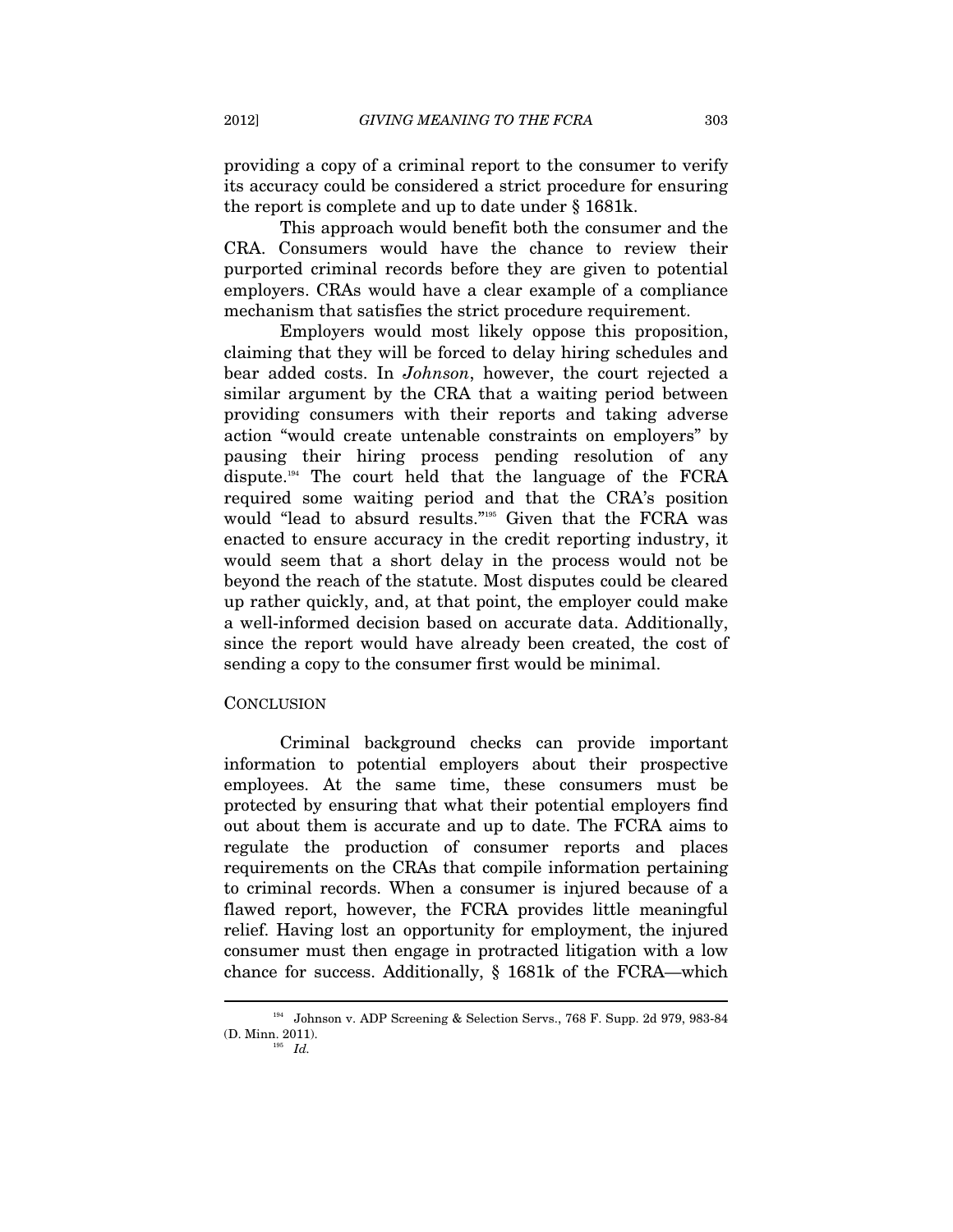providing a copy of a criminal report to the consumer to verify its accuracy could be considered a strict procedure for ensuring the report is complete and up to date under § 1681k.

This approach would benefit both the consumer and the CRA. Consumers would have the chance to review their purported criminal records before they are given to potential employers. CRAs would have a clear example of a compliance mechanism that satisfies the strict procedure requirement.

Employers would most likely oppose this proposition, claiming that they will be forced to delay hiring schedules and bear added costs. In *Johnson*, however, the court rejected a similar argument by the CRA that a waiting period between providing consumers with their reports and taking adverse action "would create untenable constraints on employers" by pausing their hiring process pending resolution of any dispute.[194] The court held that the language of the FCRA required some waiting period and that the CRA's position would "lead to absurd results."[195] Given that the FCRA was enacted to ensure accuracy in the credit reporting industry, it would seem that a short delay in the process would not be beyond the reach of the statute. Most disputes could be cleared up rather quickly, and, at that point, the employer could make a well-informed decision based on accurate data. Additionally, since the report would have already been created, the cost of sending a copy to the consumer first would be minimal.

## CONCLUSION

Criminal background checks can provide important information to potential employers about their prospective employees. At the same time, these consumers must be protected by ensuring that what their potential employers find out about them is accurate and up to date. The FCRA aims to regulate the production of consumer reports and places requirements on the CRAs that compile information pertaining to criminal records. When a consumer is injured because of a flawed report, however, the FCRA provides little meaningful relief. Having lost an opportunity for employment, the injured consumer must then engage in protracted litigation with a low chance for success. Additionally, § 1681k of the FCRA—which

---

[194] Johnson v. ADP Screening & Selection Servs., 768 F. Supp. 2d 979, 983-84 (D. Minn. 2011).

[195] *Id.*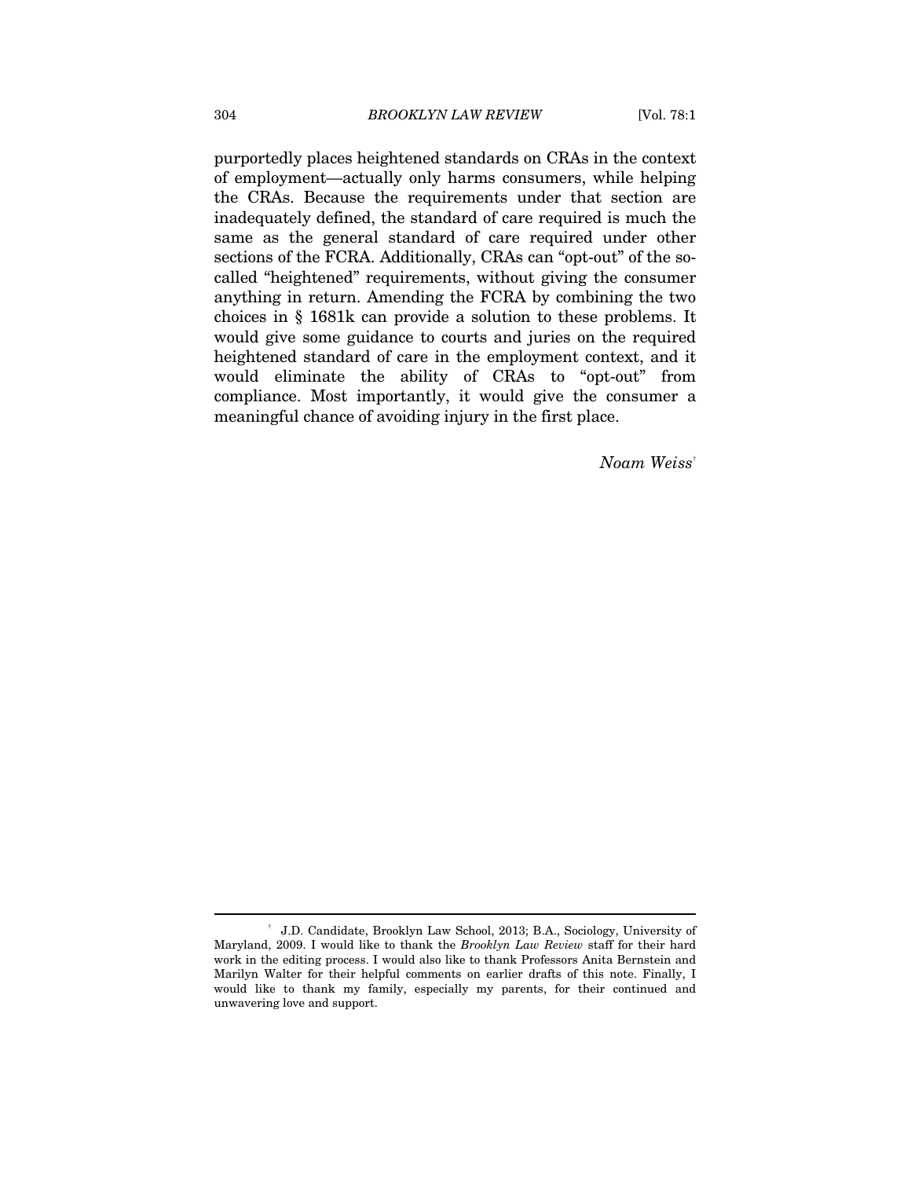purportedly places heightened standards on CRAs in the context of employment—actually only harms consumers, while helping the CRAs. Because the requirements under that section are inadequately defined, the standard of care required is much the same as the general standard of care required under other sections of the FCRA. Additionally, CRAs can "opt-out" of the so-called "heightened" requirements, without giving the consumer anything in return. Amending the FCRA by combining the two choices in § 1681k can provide a solution to these problems. It would give some guidance to courts and juries on the required heightened standard of care in the employment context, and it would eliminate the ability of CRAs to "opt-out" from compliance. Most importantly, it would give the consumer a meaningful chance of avoiding injury in the first place.

*Noam Weiss*[†]

---

[†] J.D. Candidate, Brooklyn Law School, 2013; B.A., Sociology, University of Maryland, 2009. I would like to thank the *Brooklyn Law Review* staff for their hard work in the editing process. I would also like to thank Professors Anita Bernstein and Marilyn Walter for their helpful comments on earlier drafts of this note. Finally, I would like to thank my family, especially my parents, for their continued and unwavering love and support.